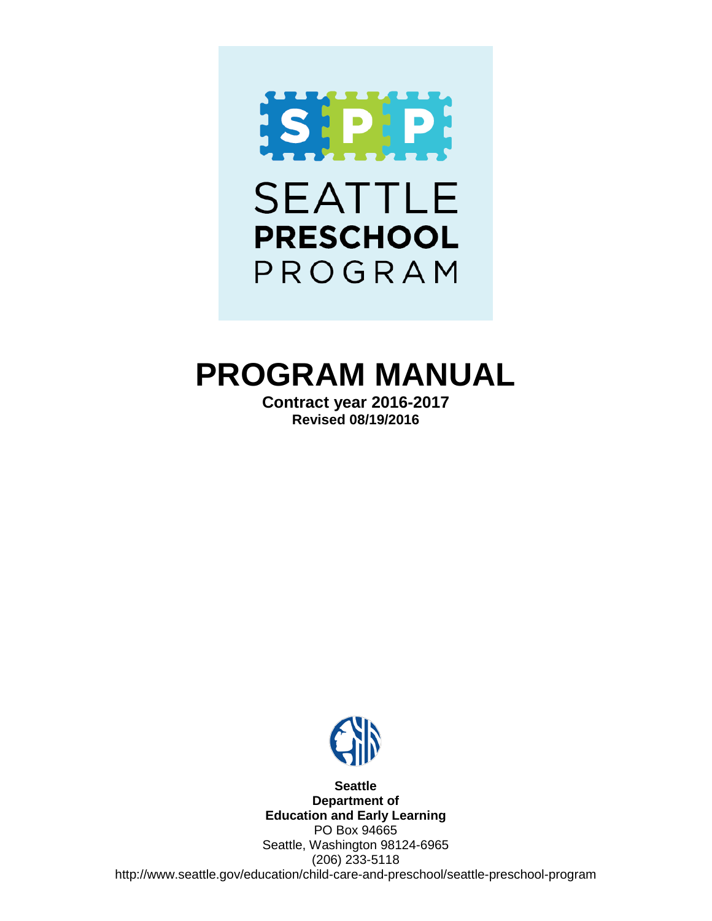SPP

SEATTLE

**PRESCHOOL**

PROGRAM

# PROGRAM MANUAL

**Contract year 2016-2017**

**Revised 08/19/2016**

**Seattle**
**Department of**
**Education and Early Learning**

PO Box 94665

Seattle, Washington 98124-6965

(206) 233-5118

http://www.seattle.gov/education/child-care-and-preschool/seattle-preschool-program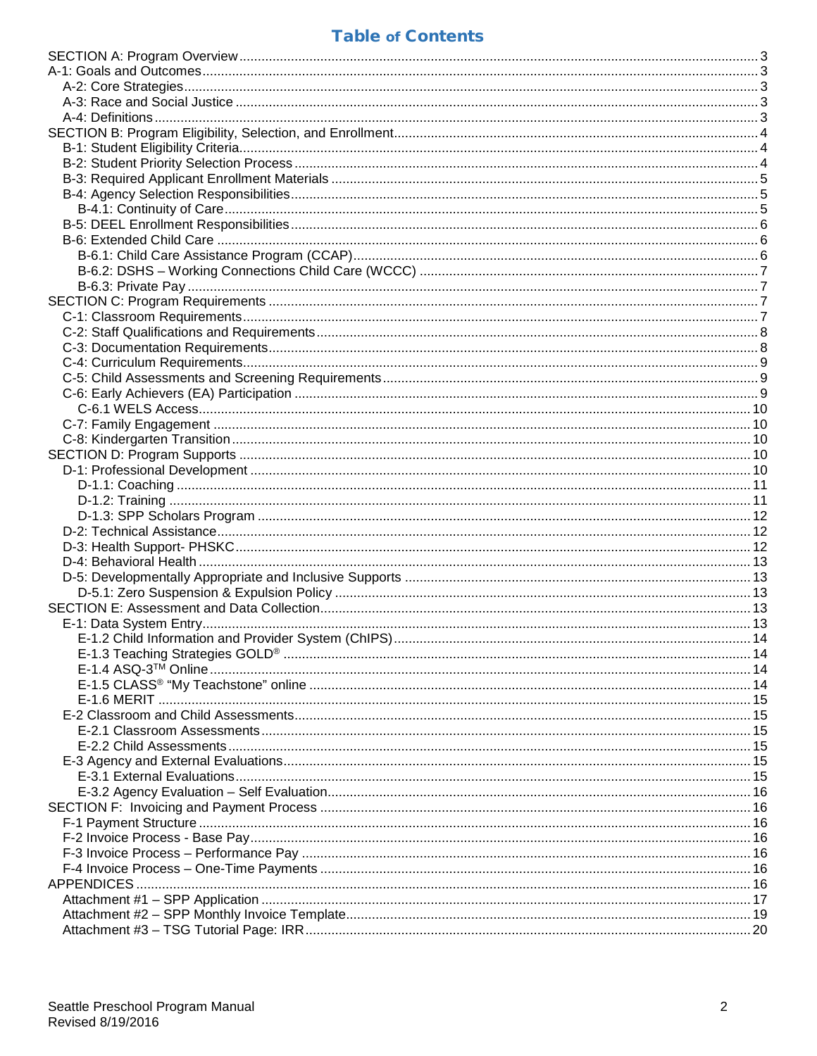# Table of Contents

SECTION A: Program Overview ..... 3
A-1: Goals and Outcomes ..... 3
- A-2: Core Strategies ..... 3
- A-3: Race and Social Justice ..... 3
- A-4: Definitions ..... 3

SECTION B: Program Eligibility, Selection, and Enrollment ..... 4
- B-1: Student Eligibility Criteria ..... 4
- B-2: Student Priority Selection Process ..... 4
- B-3: Required Applicant Enrollment Materials ..... 5
- B-4: Agency Selection Responsibilities ..... 5
  - B-4.1: Continuity of Care ..... 5
- B-5: DEEL Enrollment Responsibilities ..... 6
- B-6: Extended Child Care ..... 6
  - B-6.1: Child Care Assistance Program (CCAP) ..... 6
  - B-6.2: DSHS – Working Connections Child Care (WCCC) ..... 7
  - B-6.3: Private Pay ..... 7

SECTION C: Program Requirements ..... 7
- C-1: Classroom Requirements ..... 7
- C-2: Staff Qualifications and Requirements ..... 8
- C-3: Documentation Requirements ..... 8
- C-4: Curriculum Requirements ..... 9
- C-5: Child Assessments and Screening Requirements ..... 9
- C-6: Early Achievers (EA) Participation ..... 9
  - C-6.1 WELS Access ..... 10
- C-7: Family Engagement ..... 10
- C-8: Kindergarten Transition ..... 10

SECTION D: Program Supports ..... 10
- D-1: Professional Development ..... 10
  - D-1.1: Coaching ..... 11
  - D-1.2: Training ..... 11
  - D-1.3: SPP Scholars Program ..... 12
- D-2: Technical Assistance ..... 12
- D-3: Health Support- PHSKC ..... 12
- D-4: Behavioral Health ..... 13
- D-5: Developmentally Appropriate and Inclusive Supports ..... 13
  - D-5.1: Zero Suspension & Expulsion Policy ..... 13

SECTION E: Assessment and Data Collection ..... 13
- E-1: Data System Entry ..... 13
  - E-1.2 Child Information and Provider System (ChIPS) ..... 14
  - E-1.3 Teaching Strategies GOLD® ..... 14
  - E-1.4 ASQ-3™ Online ..... 14
  - E-1.5 CLASS® "My Teachstone" online ..... 14
  - E-1.6 MERIT ..... 15
- E-2 Classroom and Child Assessments ..... 15
  - E-2.1 Classroom Assessments ..... 15
  - E-2.2 Child Assessments ..... 15
- E-3 Agency and External Evaluations ..... 15
  - E-3.1 External Evaluations ..... 15
  - E-3.2 Agency Evaluation – Self Evaluation ..... 16

SECTION F: Invoicing and Payment Process ..... 16
- F-1 Payment Structure ..... 16
- F-2 Invoice Process - Base Pay ..... 16
- F-3 Invoice Process – Performance Pay ..... 16
- F-4 Invoice Process – One-Time Payments ..... 16

APPENDICES ..... 16
- Attachment #1 – SPP Application ..... 17
- Attachment #2 – SPP Monthly Invoice Template ..... 19
- Attachment #3 – TSG Tutorial Page: IRR ..... 20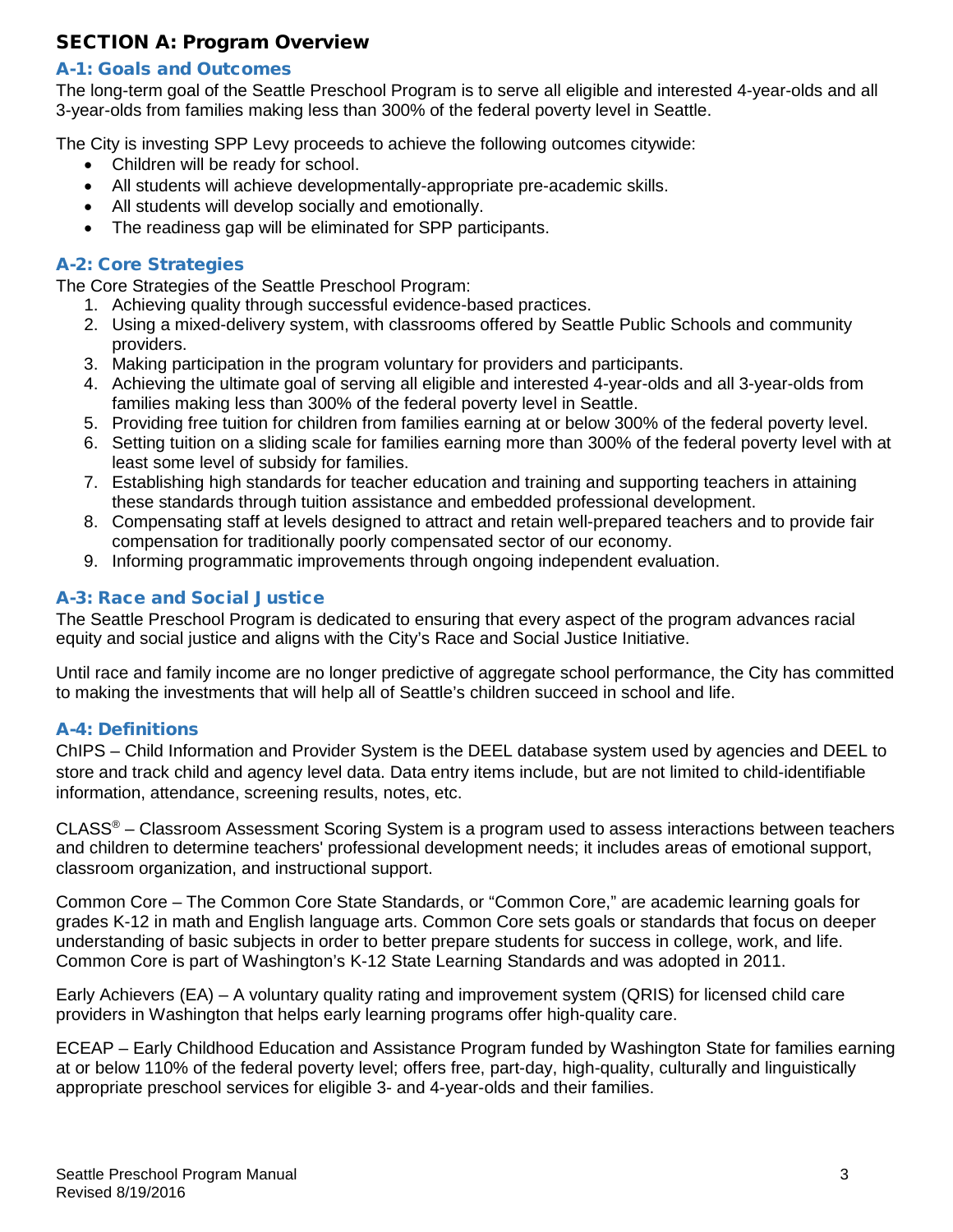## SECTION A: Program Overview

### A-1: Goals and Outcomes

The long-term goal of the Seattle Preschool Program is to serve all eligible and interested 4-year-olds and all 3-year-olds from families making less than 300% of the federal poverty level in Seattle.

The City is investing SPP Levy proceeds to achieve the following outcomes citywide:

- Children will be ready for school.
- All students will achieve developmentally-appropriate pre-academic skills.
- All students will develop socially and emotionally.
- The readiness gap will be eliminated for SPP participants.

### A-2: Core Strategies

The Core Strategies of the Seattle Preschool Program:

1. Achieving quality through successful evidence-based practices.
2. Using a mixed-delivery system, with classrooms offered by Seattle Public Schools and community providers.
3. Making participation in the program voluntary for providers and participants.
4. Achieving the ultimate goal of serving all eligible and interested 4-year-olds and all 3-year-olds from families making less than 300% of the federal poverty level in Seattle.
5. Providing free tuition for children from families earning at or below 300% of the federal poverty level.
6. Setting tuition on a sliding scale for families earning more than 300% of the federal poverty level with at least some level of subsidy for families.
7. Establishing high standards for teacher education and training and supporting teachers in attaining these standards through tuition assistance and embedded professional development.
8. Compensating staff at levels designed to attract and retain well-prepared teachers and to provide fair compensation for traditionally poorly compensated sector of our economy.
9. Informing programmatic improvements through ongoing independent evaluation.

### A-3: Race and Social Justice

The Seattle Preschool Program is dedicated to ensuring that every aspect of the program advances racial equity and social justice and aligns with the City's Race and Social Justice Initiative.

Until race and family income are no longer predictive of aggregate school performance, the City has committed to making the investments that will help all of Seattle's children succeed in school and life.

### A-4: Definitions

ChIPS – Child Information and Provider System is the DEEL database system used by agencies and DEEL to store and track child and agency level data. Data entry items include, but are not limited to child-identifiable information, attendance, screening results, notes, etc.

CLASS® – Classroom Assessment Scoring System is a program used to assess interactions between teachers and children to determine teachers' professional development needs; it includes areas of emotional support, classroom organization, and instructional support.

Common Core – The Common Core State Standards, or "Common Core," are academic learning goals for grades K-12 in math and English language arts. Common Core sets goals or standards that focus on deeper understanding of basic subjects in order to better prepare students for success in college, work, and life. Common Core is part of Washington's K-12 State Learning Standards and was adopted in 2011.

Early Achievers (EA) – A voluntary quality rating and improvement system (QRIS) for licensed child care providers in Washington that helps early learning programs offer high-quality care.

ECEAP – Early Childhood Education and Assistance Program funded by Washington State for families earning at or below 110% of the federal poverty level; offers free, part-day, high-quality, culturally and linguistically appropriate preschool services for eligible 3- and 4-year-olds and their families.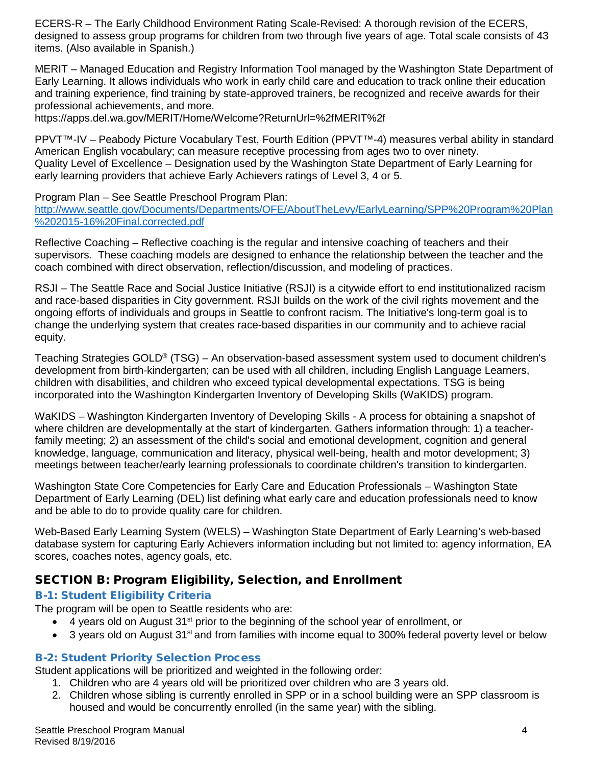ECERS-R – The Early Childhood Environment Rating Scale-Revised: A thorough revision of the ECERS, designed to assess group programs for children from two through five years of age. Total scale consists of 43 items. (Also available in Spanish.)

MERIT – Managed Education and Registry Information Tool managed by the Washington State Department of Early Learning. It allows individuals who work in early child care and education to track online their education and training experience, find training by state-approved trainers, be recognized and receive awards for their professional achievements, and more.
https://apps.del.wa.gov/MERIT/Home/Welcome?ReturnUrl=%2fMERIT%2f

PPVT™-IV – Peabody Picture Vocabulary Test, Fourth Edition (PPVT™-4) measures verbal ability in standard American English vocabulary; can measure receptive processing from ages two to over ninety.
Quality Level of Excellence – Designation used by the Washington State Department of Early Learning for early learning providers that achieve Early Achievers ratings of Level 3, 4 or 5.

Program Plan – See Seattle Preschool Program Plan:
[http://www.seattle.gov/Documents/Departments/OFE/AboutTheLevy/EarlyLearning/SPP%20Program%20Plan%202015-16%20Final.corrected.pdf](http://www.seattle.gov/Documents/Departments/OFE/AboutTheLevy/EarlyLearning/SPP%20Program%20Plan%202015-16%20Final.corrected.pdf)

Reflective Coaching – Reflective coaching is the regular and intensive coaching of teachers and their supervisors. These coaching models are designed to enhance the relationship between the teacher and the coach combined with direct observation, reflection/discussion, and modeling of practices.

RSJI – The Seattle Race and Social Justice Initiative (RSJI) is a citywide effort to end institutionalized racism and race-based disparities in City government. RSJI builds on the work of the civil rights movement and the ongoing efforts of individuals and groups in Seattle to confront racism. The Initiative's long-term goal is to change the underlying system that creates race-based disparities in our community and to achieve racial equity.

Teaching Strategies GOLD® (TSG) – An observation-based assessment system used to document children's development from birth-kindergarten; can be used with all children, including English Language Learners, children with disabilities, and children who exceed typical developmental expectations. TSG is being incorporated into the Washington Kindergarten Inventory of Developing Skills (WaKIDS) program.

WaKIDS – Washington Kindergarten Inventory of Developing Skills - A process for obtaining a snapshot of where children are developmentally at the start of kindergarten. Gathers information through: 1) a teacher-family meeting; 2) an assessment of the child's social and emotional development, cognition and general knowledge, language, communication and literacy, physical well-being, health and motor development; 3) meetings between teacher/early learning professionals to coordinate children's transition to kindergarten.

Washington State Core Competencies for Early Care and Education Professionals – Washington State Department of Early Learning (DEL) list defining what early care and education professionals need to know and be able to do to provide quality care for children.

Web-Based Early Learning System (WELS) – Washington State Department of Early Learning's web-based database system for capturing Early Achievers information including but not limited to: agency information, EA scores, coaches notes, agency goals, etc.

## SECTION B: Program Eligibility, Selection, and Enrollment

### B-1: Student Eligibility Criteria

The program will be open to Seattle residents who are:

- 4 years old on August 31st prior to the beginning of the school year of enrollment, or
- 3 years old on August 31st and from families with income equal to 300% federal poverty level or below

### B-2: Student Priority Selection Process

Student applications will be prioritized and weighted in the following order:

1. Children who are 4 years old will be prioritized over children who are 3 years old.
2. Children whose sibling is currently enrolled in SPP or in a school building were an SPP classroom is housed and would be concurrently enrolled (in the same year) with the sibling.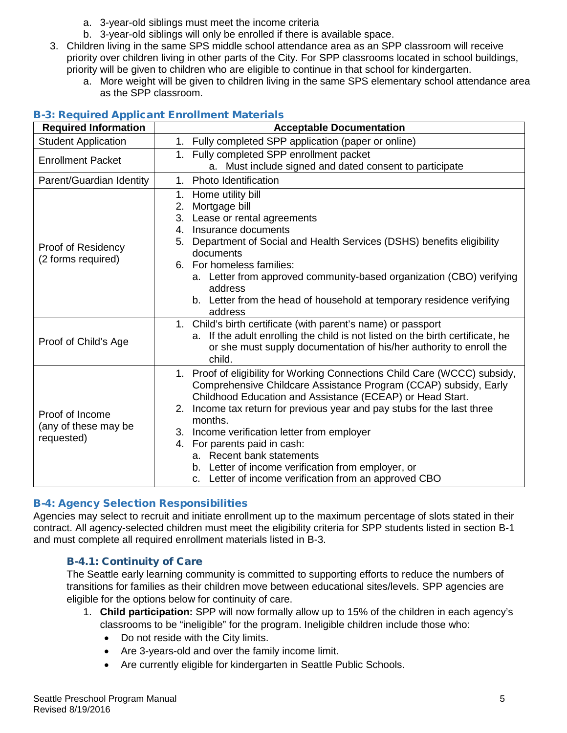a. 3-year-old siblings must meet the income criteria
   b. 3-year-old siblings will only be enrolled if there is available space.
3. Children living in the same SPS middle school attendance area as an SPP classroom will receive priority over children living in other parts of the City. For SPP classrooms located in school buildings, priority will be given to children who are eligible to continue in that school for kindergarten.
   a. More weight will be given to children living in the same SPS elementary school attendance area as the SPP classroom.

### B-3: Required Applicant Enrollment Materials

| Required Information | Acceptable Documentation |
|---|---|
| Student Application | 1. Fully completed SPP application (paper or online) |
| Enrollment Packet | 1. Fully completed SPP enrollment packet<br>a. Must include signed and dated consent to participate |
| Parent/Guardian Identity | 1. Photo Identification |
| Proof of Residency (2 forms required) | 1. Home utility bill<br>2. Mortgage bill<br>3. Lease or rental agreements<br>4. Insurance documents<br>5. Department of Social and Health Services (DSHS) benefits eligibility documents<br>6. For homeless families:<br>a. Letter from approved community-based organization (CBO) verifying address<br>b. Letter from the head of household at temporary residence verifying address |
| Proof of Child's Age | 1. Child's birth certificate (with parent's name) or passport<br>a. If the adult enrolling the child is not listed on the birth certificate, he or she must supply documentation of his/her authority to enroll the child. |
| Proof of Income (any of these may be requested) | 1. Proof of eligibility for Working Connections Child Care (WCCC) subsidy, Comprehensive Childcare Assistance Program (CCAP) subsidy, Early Childhood Education and Assistance (ECEAP) or Head Start.<br>2. Income tax return for previous year and pay stubs for the last three months.<br>3. Income verification letter from employer<br>4. For parents paid in cash:<br>a. Recent bank statements<br>b. Letter of income verification from employer, or<br>c. Letter of income verification from an approved CBO |

### B-4: Agency Selection Responsibilities

Agencies may select to recruit and initiate enrollment up to the maximum percentage of slots stated in their contract. All agency-selected children must meet the eligibility criteria for SPP students listed in section B-1 and must complete all required enrollment materials listed in B-3.

#### B-4.1: Continuity of Care

The Seattle early learning community is committed to supporting efforts to reduce the numbers of transitions for families as their children move between educational sites/levels. SPP agencies are eligible for the options below for continuity of care.

1. **Child participation:** SPP will now formally allow up to 15% of the children in each agency's classrooms to be "ineligible" for the program. Ineligible children include those who:
   - Do not reside with the City limits.
   - Are 3-years-old and over the family income limit.
   - Are currently eligible for kindergarten in Seattle Public Schools.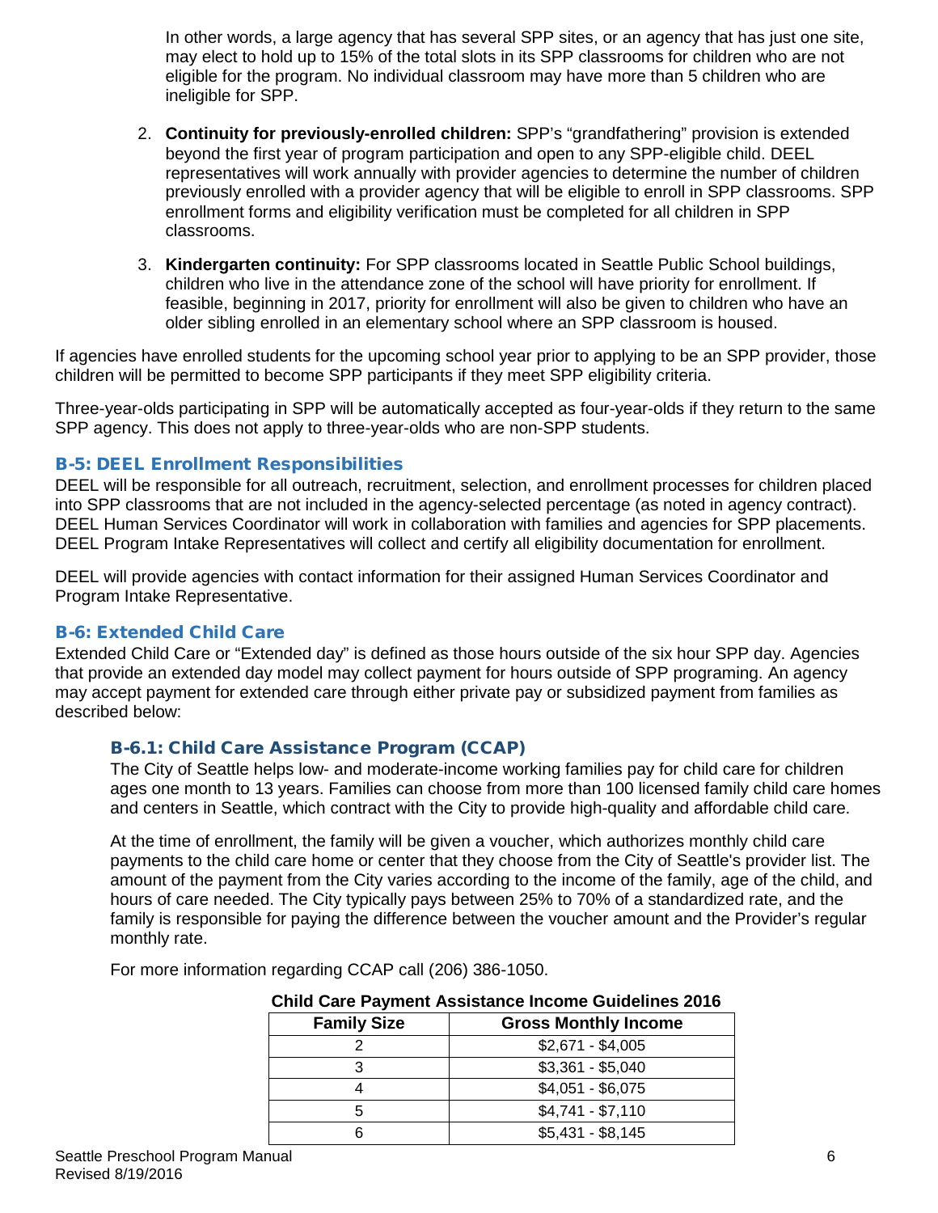In other words, a large agency that has several SPP sites, or an agency that has just one site, may elect to hold up to 15% of the total slots in its SPP classrooms for children who are not eligible for the program. No individual classroom may have more than 5 children who are ineligible for SPP.

2. **Continuity for previously-enrolled children:** SPP's "grandfathering" provision is extended beyond the first year of program participation and open to any SPP-eligible child. DEEL representatives will work annually with provider agencies to determine the number of children previously enrolled with a provider agency that will be eligible to enroll in SPP classrooms. SPP enrollment forms and eligibility verification must be completed for all children in SPP classrooms.
3. **Kindergarten continuity:** For SPP classrooms located in Seattle Public School buildings, children who live in the attendance zone of the school will have priority for enrollment. If feasible, beginning in 2017, priority for enrollment will also be given to children who have an older sibling enrolled in an elementary school where an SPP classroom is housed.

If agencies have enrolled students for the upcoming school year prior to applying to be an SPP provider, those children will be permitted to become SPP participants if they meet SPP eligibility criteria.

Three-year-olds participating in SPP will be automatically accepted as four-year-olds if they return to the same SPP agency. This does not apply to three-year-olds who are non-SPP students.

## B-5: DEEL Enrollment Responsibilities

DEEL will be responsible for all outreach, recruitment, selection, and enrollment processes for children placed into SPP classrooms that are not included in the agency-selected percentage (as noted in agency contract). DEEL Human Services Coordinator will work in collaboration with families and agencies for SPP placements. DEEL Program Intake Representatives will collect and certify all eligibility documentation for enrollment.

DEEL will provide agencies with contact information for their assigned Human Services Coordinator and Program Intake Representative.

## B-6: Extended Child Care

Extended Child Care or "Extended day" is defined as those hours outside of the six hour SPP day. Agencies that provide an extended day model may collect payment for hours outside of SPP programing. An agency may accept payment for extended care through either private pay or subsidized payment from families as described below:

### B-6.1: Child Care Assistance Program (CCAP)

The City of Seattle helps low- and moderate-income working families pay for child care for children ages one month to 13 years. Families can choose from more than 100 licensed family child care homes and centers in Seattle, which contract with the City to provide high-quality and affordable child care.

At the time of enrollment, the family will be given a voucher, which authorizes monthly child care payments to the child care home or center that they choose from the City of Seattle's provider list. The amount of the payment from the City varies according to the income of the family, age of the child, and hours of care needed. The City typically pays between 25% to 70% of a standardized rate, and the family is responsible for paying the difference between the voucher amount and the Provider's regular monthly rate.

For more information regarding CCAP call (206) 386-1050.

**Child Care Payment Assistance Income Guidelines 2016**

| Family Size | Gross Monthly Income |
|---|---|
| 2 | $2,671 - $4,005 |
| 3 | $3,361 - $5,040 |
| 4 | $4,051 - $6,075 |
| 5 | $4,741 - $7,110 |
| 6 | $5,431 - $8,145 |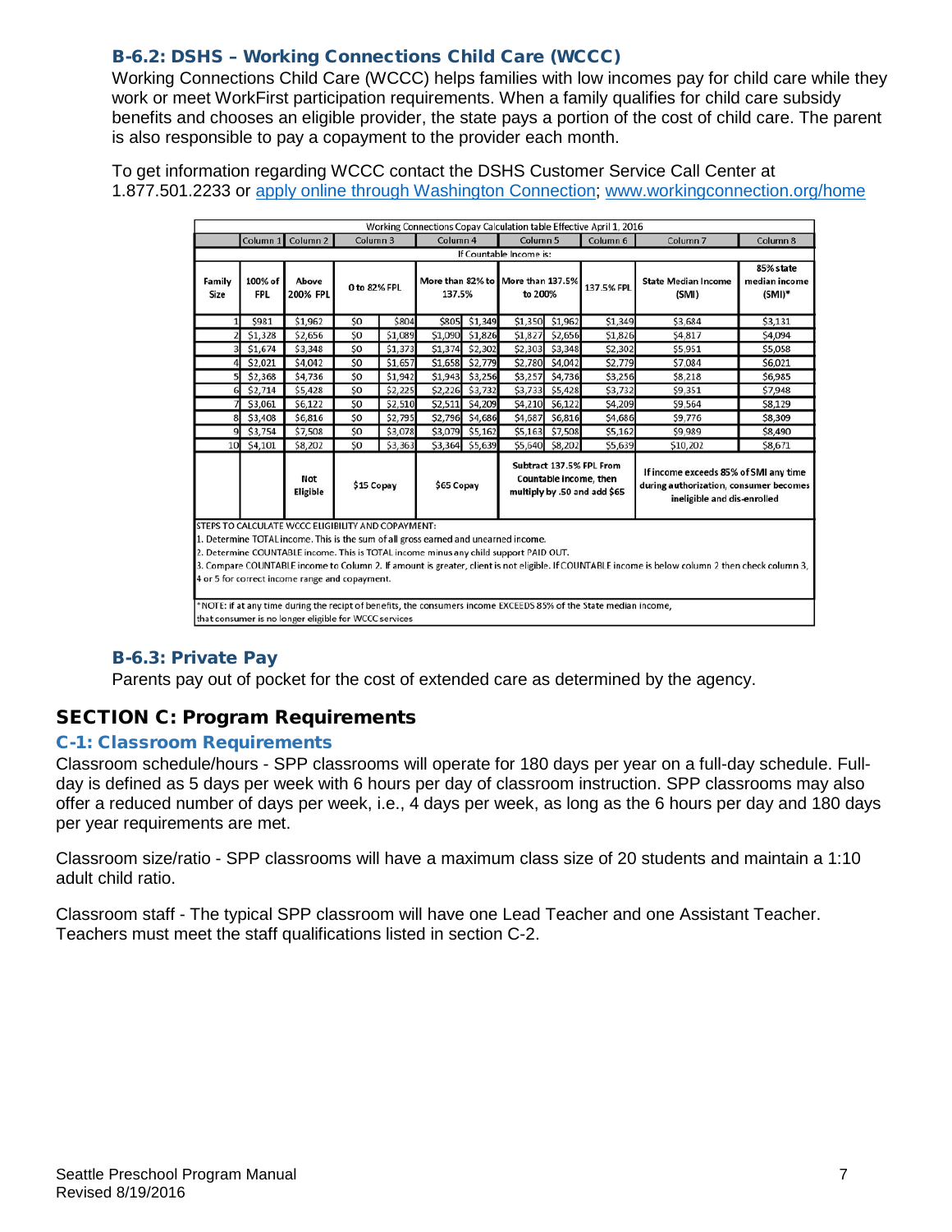### B-6.2: DSHS – Working Connections Child Care (WCCC)

Working Connections Child Care (WCCC) helps families with low incomes pay for child care while they work or meet WorkFirst participation requirements. When a family qualifies for child care subsidy benefits and chooses an eligible provider, the state pays a portion of the cost of child care. The parent is also responsible to pay a copayment to the provider each month.

To get information regarding WCCC contact the DSHS Customer Service Call Center at 1.877.501.2233 or apply online through Washington Connection; www.workingconnection.org/home

| Working Connections Copay Calculation table Effective April 1, 2016 | | | | | | | | | | | |
|---|---|---|---|---|---|---|---|---|---|---|---|
| | Column 1 | Column 2 | Column 3 | | Column 4 | | Column 5 | | Column 6 | Column 7 | Column 8 |
| | If Countable Income is: | | | | | | | | | | |
| Family Size | 100% of FPL | Above 200% FPL | 0 to 82% FPL | | More than 82% to 137.5% | | More than 137.5% to 200% | | 137.5% FPL | State Median Income (SMI) | 85% state median income (SMI)* |
| 1 | $981 | $1,962 | $0 | $804 | $805 | $1,349 | $1,350 | $1,962 | $1,349 | $3,684 | $3,131 |
| 2 | $1,328 | $2,656 | $0 | $1,089 | $1,090 | $1,826 | $1,827 | $2,656 | $1,826 | $4,817 | $4,094 |
| 3 | $1,674 | $3,348 | $0 | $1,373 | $1,374 | $2,302 | $2,303 | $3,348 | $2,302 | $5,951 | $5,058 |
| 4 | $2,021 | $4,042 | $0 | $1,657 | $1,658 | $2,779 | $2,780 | $4,042 | $2,779 | $7,084 | $6,021 |
| 5 | $2,368 | $4,736 | $0 | $1,942 | $1,943 | $3,256 | $3,257 | $4,736 | $3,256 | $8,218 | $6,985 |
| 6 | $2,714 | $5,428 | $0 | $2,225 | $2,226 | $3,732 | $3,733 | $5,428 | $3,732 | $9,351 | $7,948 |
| 7 | $3,061 | $6,122 | $0 | $2,510 | $2,511 | $4,209 | $4,210 | $6,122 | $4,209 | $9,564 | $8,129 |
| 8 | $3,408 | $6,816 | $0 | $2,795 | $2,796 | $4,686 | $4,687 | $6,816 | $4,686 | $9,776 | $8,309 |
| 9 | $3,754 | $7,508 | $0 | $3,078 | $3,079 | $5,162 | $5,163 | $7,508 | $5,162 | $9,989 | $8,490 |
| 10 | $4,101 | $8,202 | $0 | $3,363 | $3,364 | $5,639 | $5,640 | $8,202 | $5,639 | $10,202 | $8,671 |
| | | Not Eligible | $15 Copay | | $65 Copay | | Subtract 137.5% FPL From Countable Income, then multiply by .50 and add $65 | | | If income exceeds 85% of SMI any time during authorization, consumer becomes ineligible and dis-enrolled | |

STEPS TO CALCULATE WCCC ELIGIBILITY AND COPAYMENT:
1. Determine TOTAL income. This is the sum of all gross earned and unearned income.
2. Determine COUNTABLE income. This is TOTAL income minus any child support PAID OUT.
3. Compare COUNTABLE income to Column 2. If amount is greater, client is not eligible. If COUNTABLE income is below column 2 then check column 3, 4 or 5 for correct income range and copayment.

*NOTE: If at any time during the recipt of benefits, the consumers income EXCEEDS 85% of the State median income, that consumer is no longer eligible for WCCC services

### B-6.3: Private Pay

Parents pay out of pocket for the cost of extended care as determined by the agency.

## SECTION C: Program Requirements

### C-1: Classroom Requirements

Classroom schedule/hours - SPP classrooms will operate for 180 days per year on a full-day schedule. Full-day is defined as 5 days per week with 6 hours per day of classroom instruction. SPP classrooms may also offer a reduced number of days per week, i.e., 4 days per week, as long as the 6 hours per day and 180 days per year requirements are met.

Classroom size/ratio - SPP classrooms will have a maximum class size of 20 students and maintain a 1:10 adult child ratio.

Classroom staff - The typical SPP classroom will have one Lead Teacher and one Assistant Teacher. Teachers must meet the staff qualifications listed in section C-2.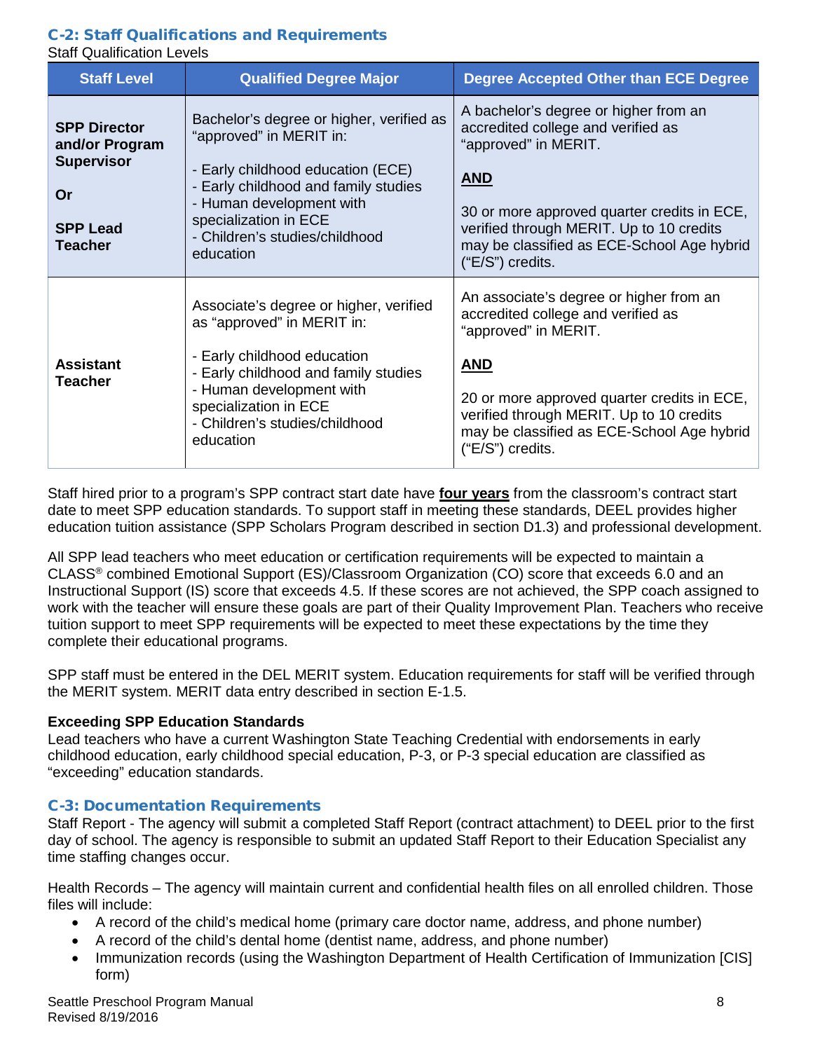## C-2: Staff Qualifications and Requirements

Staff Qualification Levels

| Staff Level | Qualified Degree Major | Degree Accepted Other than ECE Degree |
|---|---|---|
| **SPP Director and/or Program Supervisor**<br><br>**Or**<br><br>**SPP Lead Teacher** | Bachelor's degree or higher, verified as "approved" in MERIT in:<br><br>- Early childhood education (ECE)<br>- Early childhood and family studies<br>- Human development with specialization in ECE<br>- Children's studies/childhood education | A bachelor's degree or higher from an accredited college and verified as "approved" in MERIT.<br><br>**AND**<br><br>30 or more approved quarter credits in ECE, verified through MERIT. Up to 10 credits may be classified as ECE-School Age hybrid ("E/S") credits. |
| **Assistant Teacher** | Associate's degree or higher, verified as "approved" in MERIT in:<br><br>- Early childhood education<br>- Early childhood and family studies<br>- Human development with specialization in ECE<br>- Children's studies/childhood education | An associate's degree or higher from an accredited college and verified as "approved" in MERIT.<br><br>**AND**<br><br>20 or more approved quarter credits in ECE, verified through MERIT. Up to 10 credits may be classified as ECE-School Age hybrid ("E/S") credits. |

Staff hired prior to a program's SPP contract start date have **four years** from the classroom's contract start date to meet SPP education standards. To support staff in meeting these standards, DEEL provides higher education tuition assistance (SPP Scholars Program described in section D1.3) and professional development.

All SPP lead teachers who meet education or certification requirements will be expected to maintain a CLASS® combined Emotional Support (ES)/Classroom Organization (CO) score that exceeds 6.0 and an Instructional Support (IS) score that exceeds 4.5. If these scores are not achieved, the SPP coach assigned to work with the teacher will ensure these goals are part of their Quality Improvement Plan. Teachers who receive tuition support to meet SPP requirements will be expected to meet these expectations by the time they complete their educational programs.

SPP staff must be entered in the DEL MERIT system. Education requirements for staff will be verified through the MERIT system. MERIT data entry described in section E-1.5.

**Exceeding SPP Education Standards**

Lead teachers who have a current Washington State Teaching Credential with endorsements in early childhood education, early childhood special education, P-3, or P-3 special education are classified as "exceeding" education standards.

## C-3: Documentation Requirements

Staff Report - The agency will submit a completed Staff Report (contract attachment) to DEEL prior to the first day of school. The agency is responsible to submit an updated Staff Report to their Education Specialist any time staffing changes occur.

Health Records – The agency will maintain current and confidential health files on all enrolled children. Those files will include:

- A record of the child's medical home (primary care doctor name, address, and phone number)
- A record of the child's dental home (dentist name, address, and phone number)
- Immunization records (using the Washington Department of Health Certification of Immunization [CIS] form)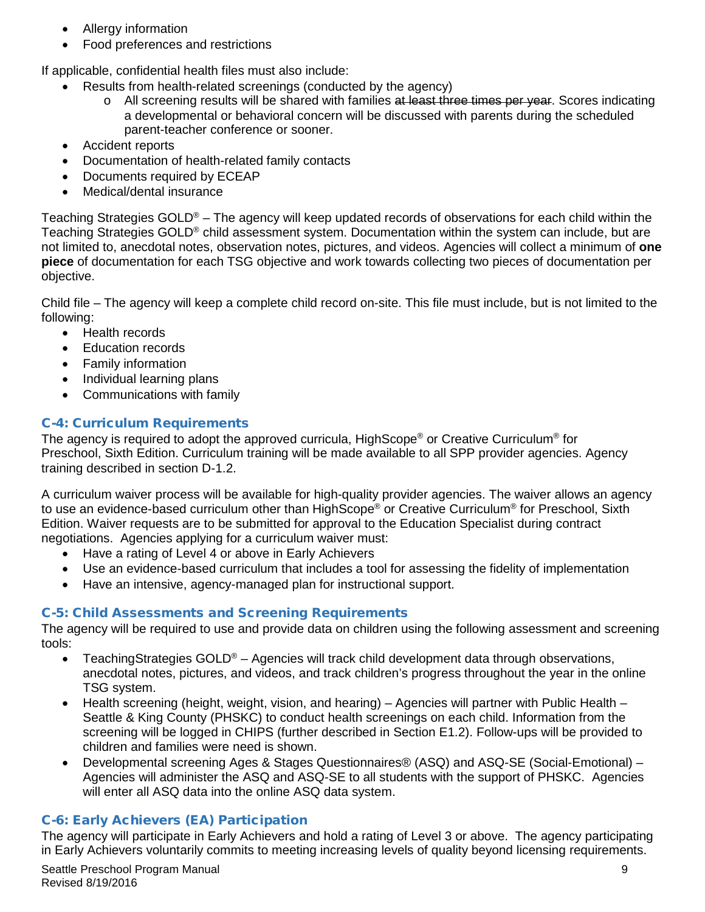- Allergy information
- Food preferences and restrictions

If applicable, confidential health files must also include:

- Results from health-related screenings (conducted by the agency)
  - All screening results will be shared with families ~~at least three times per year~~. Scores indicating a developmental or behavioral concern will be discussed with parents during the scheduled parent-teacher conference or sooner.
- Accident reports
- Documentation of health-related family contacts
- Documents required by ECEAP
- Medical/dental insurance

Teaching Strategies GOLD® – The agency will keep updated records of observations for each child within the Teaching Strategies GOLD® child assessment system. Documentation within the system can include, but are not limited to, anecdotal notes, observation notes, pictures, and videos. Agencies will collect a minimum of **one piece** of documentation for each TSG objective and work towards collecting two pieces of documentation per objective.

Child file – The agency will keep a complete child record on-site. This file must include, but is not limited to the following:

- Health records
- Education records
- Family information
- Individual learning plans
- Communications with family

### C-4: Curriculum Requirements

The agency is required to adopt the approved curricula, HighScope® or Creative Curriculum® for Preschool, Sixth Edition. Curriculum training will be made available to all SPP provider agencies. Agency training described in section D-1.2.

A curriculum waiver process will be available for high-quality provider agencies. The waiver allows an agency to use an evidence-based curriculum other than HighScope® or Creative Curriculum® for Preschool, Sixth Edition. Waiver requests are to be submitted for approval to the Education Specialist during contract negotiations. Agencies applying for a curriculum waiver must:

- Have a rating of Level 4 or above in Early Achievers
- Use an evidence-based curriculum that includes a tool for assessing the fidelity of implementation
- Have an intensive, agency-managed plan for instructional support.

### C-5: Child Assessments and Screening Requirements

The agency will be required to use and provide data on children using the following assessment and screening tools:

- TeachingStrategies GOLD® – Agencies will track child development data through observations, anecdotal notes, pictures, and videos, and track children's progress throughout the year in the online TSG system.
- Health screening (height, weight, vision, and hearing) – Agencies will partner with Public Health – Seattle & King County (PHSKC) to conduct health screenings on each child. Information from the screening will be logged in CHIPS (further described in Section E1.2). Follow-ups will be provided to children and families were need is shown.
- Developmental screening Ages & Stages Questionnaires® (ASQ) and ASQ-SE (Social-Emotional) – Agencies will administer the ASQ and ASQ-SE to all students with the support of PHSKC. Agencies will enter all ASQ data into the online ASQ data system.

### C-6: Early Achievers (EA) Participation

The agency will participate in Early Achievers and hold a rating of Level 3 or above. The agency participating in Early Achievers voluntarily commits to meeting increasing levels of quality beyond licensing requirements.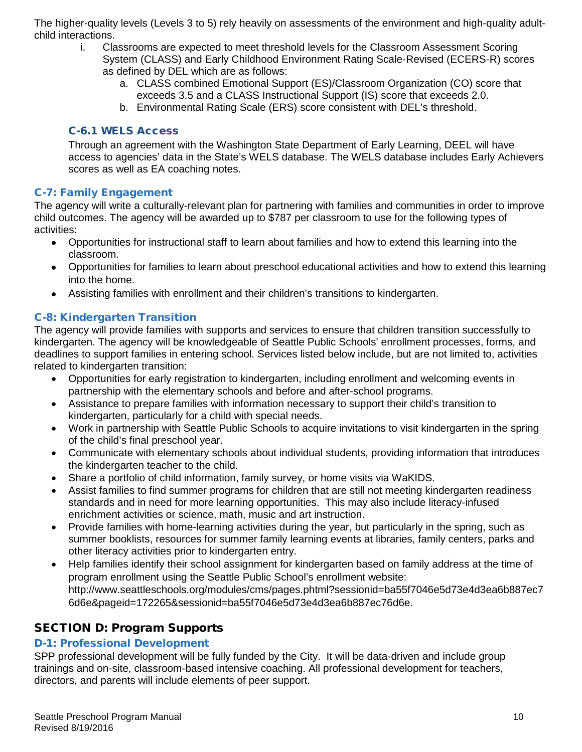The higher-quality levels (Levels 3 to 5) rely heavily on assessments of the environment and high-quality adult-child interactions.

i. Classrooms are expected to meet threshold levels for the Classroom Assessment Scoring System (CLASS) and Early Childhood Environment Rating Scale-Revised (ECERS-R) scores as defined by DEL which are as follows:
   a. CLASS combined Emotional Support (ES)/Classroom Organization (CO) score that exceeds 3.5 and a CLASS Instructional Support (IS) score that exceeds 2.0.
   b. Environmental Rating Scale (ERS) score consistent with DEL's threshold.

#### C-6.1 WELS Access

Through an agreement with the Washington State Department of Early Learning, DEEL will have access to agencies' data in the State's WELS database. The WELS database includes Early Achievers scores as well as EA coaching notes.

### C-7: Family Engagement

The agency will write a culturally-relevant plan for partnering with families and communities in order to improve child outcomes. The agency will be awarded up to $787 per classroom to use for the following types of activities:

- Opportunities for instructional staff to learn about families and how to extend this learning into the classroom.
- Opportunities for families to learn about preschool educational activities and how to extend this learning into the home.
- Assisting families with enrollment and their children's transitions to kindergarten.

### C-8: Kindergarten Transition

The agency will provide families with supports and services to ensure that children transition successfully to kindergarten. The agency will be knowledgeable of Seattle Public Schools' enrollment processes, forms, and deadlines to support families in entering school. Services listed below include, but are not limited to, activities related to kindergarten transition:

- Opportunities for early registration to kindergarten, including enrollment and welcoming events in partnership with the elementary schools and before and after-school programs.
- Assistance to prepare families with information necessary to support their child's transition to kindergarten, particularly for a child with special needs.
- Work in partnership with Seattle Public Schools to acquire invitations to visit kindergarten in the spring of the child's final preschool year.
- Communicate with elementary schools about individual students, providing information that introduces the kindergarten teacher to the child.
- Share a portfolio of child information, family survey, or home visits via WaKIDS.
- Assist families to find summer programs for children that are still not meeting kindergarten readiness standards and in need for more learning opportunities. This may also include literacy-infused enrichment activities or science, math, music and art instruction.
- Provide families with home-learning activities during the year, but particularly in the spring, such as summer booklists, resources for summer family learning events at libraries, family centers, parks and other literacy activities prior to kindergarten entry.
- Help families identify their school assignment for kindergarten based on family address at the time of program enrollment using the Seattle Public School's enrollment website: http://www.seattleschools.org/modules/cms/pages.phtml?sessionid=ba55f7046e5d73e4d3ea6b887ec76d6e&pageid=172265&sessionid=ba55f7046e5d73e4d3ea6b887ec76d6e.

## SECTION D: Program Supports

### D-1: Professional Development

SPP professional development will be fully funded by the City. It will be data-driven and include group trainings and on-site, classroom-based intensive coaching. All professional development for teachers, directors, and parents will include elements of peer support.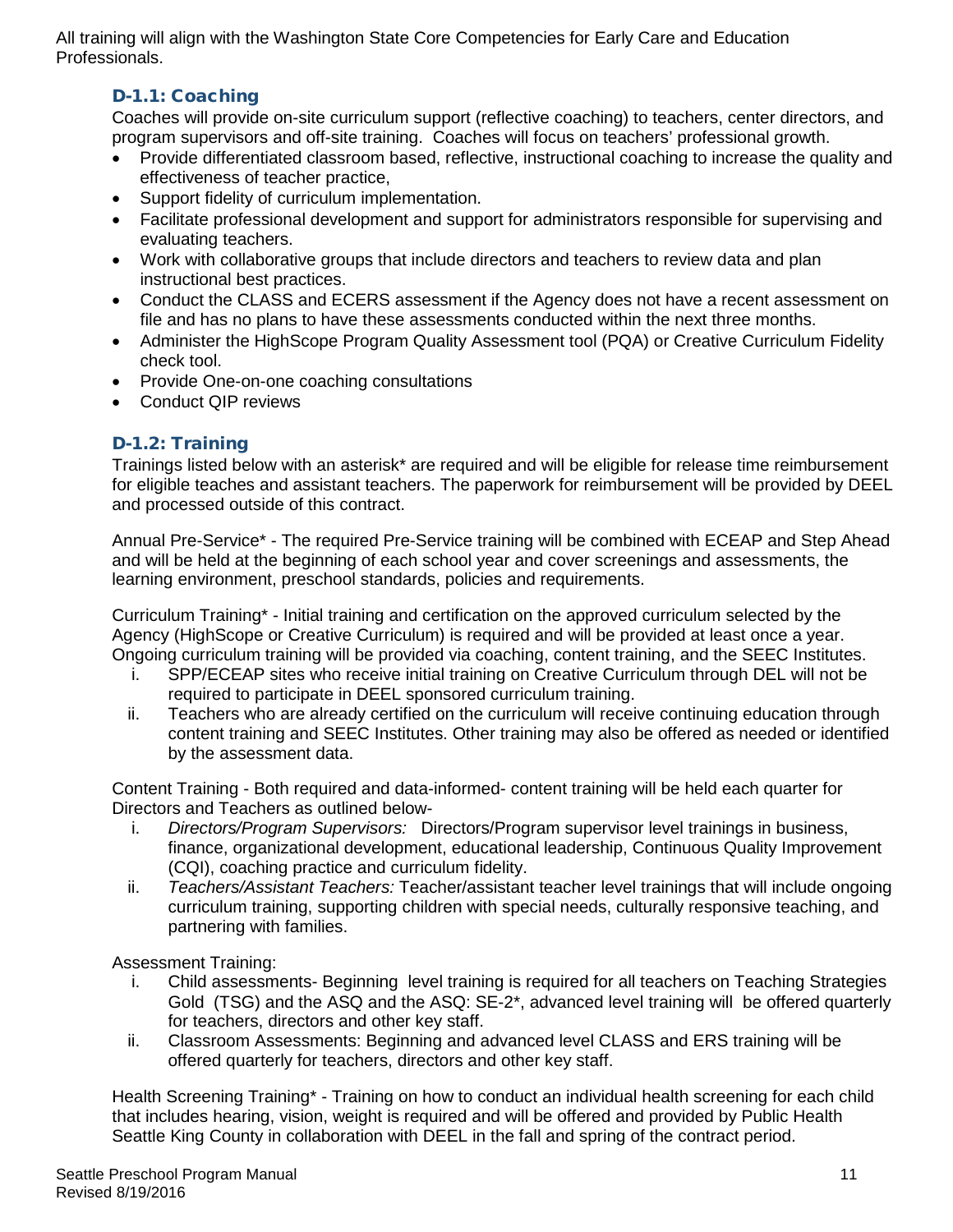All training will align with the Washington State Core Competencies for Early Care and Education Professionals.

### D-1.1: Coaching

Coaches will provide on-site curriculum support (reflective coaching) to teachers, center directors, and program supervisors and off-site training. Coaches will focus on teachers' professional growth.

- Provide differentiated classroom based, reflective, instructional coaching to increase the quality and effectiveness of teacher practice,
- Support fidelity of curriculum implementation.
- Facilitate professional development and support for administrators responsible for supervising and evaluating teachers.
- Work with collaborative groups that include directors and teachers to review data and plan instructional best practices.
- Conduct the CLASS and ECERS assessment if the Agency does not have a recent assessment on file and has no plans to have these assessments conducted within the next three months.
- Administer the HighScope Program Quality Assessment tool (PQA) or Creative Curriculum Fidelity check tool.
- Provide One-on-one coaching consultations
- Conduct QIP reviews

### D-1.2: Training

Trainings listed below with an asterisk* are required and will be eligible for release time reimbursement for eligible teaches and assistant teachers. The paperwork for reimbursement will be provided by DEEL and processed outside of this contract.

Annual Pre-Service* - The required Pre-Service training will be combined with ECEAP and Step Ahead and will be held at the beginning of each school year and cover screenings and assessments, the learning environment, preschool standards, policies and requirements.

Curriculum Training* - Initial training and certification on the approved curriculum selected by the Agency (HighScope or Creative Curriculum) is required and will be provided at least once a year. Ongoing curriculum training will be provided via coaching, content training, and the SEEC Institutes.

i. SPP/ECEAP sites who receive initial training on Creative Curriculum through DEL will not be required to participate in DEEL sponsored curriculum training.
ii. Teachers who are already certified on the curriculum will receive continuing education through content training and SEEC Institutes. Other training may also be offered as needed or identified by the assessment data.

Content Training - Both required and data-informed- content training will be held each quarter for Directors and Teachers as outlined below-

i. *Directors/Program Supervisors:* Directors/Program supervisor level trainings in business, finance, organizational development, educational leadership, Continuous Quality Improvement (CQI), coaching practice and curriculum fidelity.
ii. *Teachers/Assistant Teachers:* Teacher/assistant teacher level trainings that will include ongoing curriculum training, supporting children with special needs, culturally responsive teaching, and partnering with families.

Assessment Training:

i. Child assessments- Beginning level training is required for all teachers on Teaching Strategies Gold (TSG) and the ASQ and the ASQ: SE-2*, advanced level training will be offered quarterly for teachers, directors and other key staff.
ii. Classroom Assessments: Beginning and advanced level CLASS and ERS training will be offered quarterly for teachers, directors and other key staff.

Health Screening Training* - Training on how to conduct an individual health screening for each child that includes hearing, vision, weight is required and will be offered and provided by Public Health Seattle King County in collaboration with DEEL in the fall and spring of the contract period.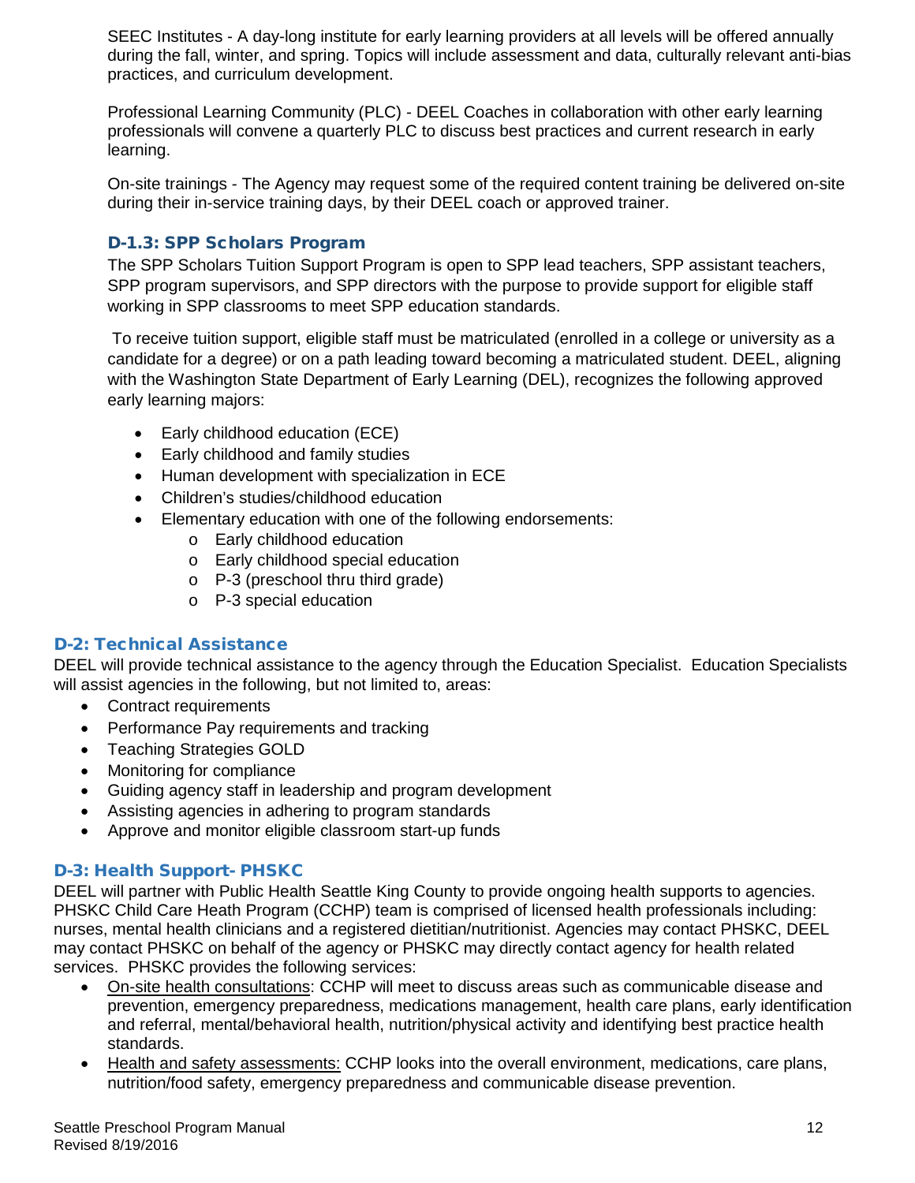SEEC Institutes - A day-long institute for early learning providers at all levels will be offered annually during the fall, winter, and spring. Topics will include assessment and data, culturally relevant anti-bias practices, and curriculum development.

Professional Learning Community (PLC) - DEEL Coaches in collaboration with other early learning professionals will convene a quarterly PLC to discuss best practices and current research in early learning.

On-site trainings - The Agency may request some of the required content training be delivered on-site during their in-service training days, by their DEEL coach or approved trainer.

### D-1.3: SPP Scholars Program

The SPP Scholars Tuition Support Program is open to SPP lead teachers, SPP assistant teachers, SPP program supervisors, and SPP directors with the purpose to provide support for eligible staff working in SPP classrooms to meet SPP education standards.

To receive tuition support, eligible staff must be matriculated (enrolled in a college or university as a candidate for a degree) or on a path leading toward becoming a matriculated student. DEEL, aligning with the Washington State Department of Early Learning (DEL), recognizes the following approved early learning majors:

- Early childhood education (ECE)
- Early childhood and family studies
- Human development with specialization in ECE
- Children's studies/childhood education
- Elementary education with one of the following endorsements:
  - Early childhood education
  - Early childhood special education
  - P-3 (preschool thru third grade)
  - P-3 special education

## D-2: Technical Assistance

DEEL will provide technical assistance to the agency through the Education Specialist. Education Specialists will assist agencies in the following, but not limited to, areas:

- Contract requirements
- Performance Pay requirements and tracking
- Teaching Strategies GOLD
- Monitoring for compliance
- Guiding agency staff in leadership and program development
- Assisting agencies in adhering to program standards
- Approve and monitor eligible classroom start-up funds

## D-3: Health Support- PHSKC

DEEL will partner with Public Health Seattle King County to provide ongoing health supports to agencies. PHSKC Child Care Heath Program (CCHP) team is comprised of licensed health professionals including: nurses, mental health clinicians and a registered dietitian/nutritionist. Agencies may contact PHSKC, DEEL may contact PHSKC on behalf of the agency or PHSKC may directly contact agency for health related services. PHSKC provides the following services:

- On-site health consultations: CCHP will meet to discuss areas such as communicable disease and prevention, emergency preparedness, medications management, health care plans, early identification and referral, mental/behavioral health, nutrition/physical activity and identifying best practice health standards.
- Health and safety assessments: CCHP looks into the overall environment, medications, care plans, nutrition/food safety, emergency preparedness and communicable disease prevention.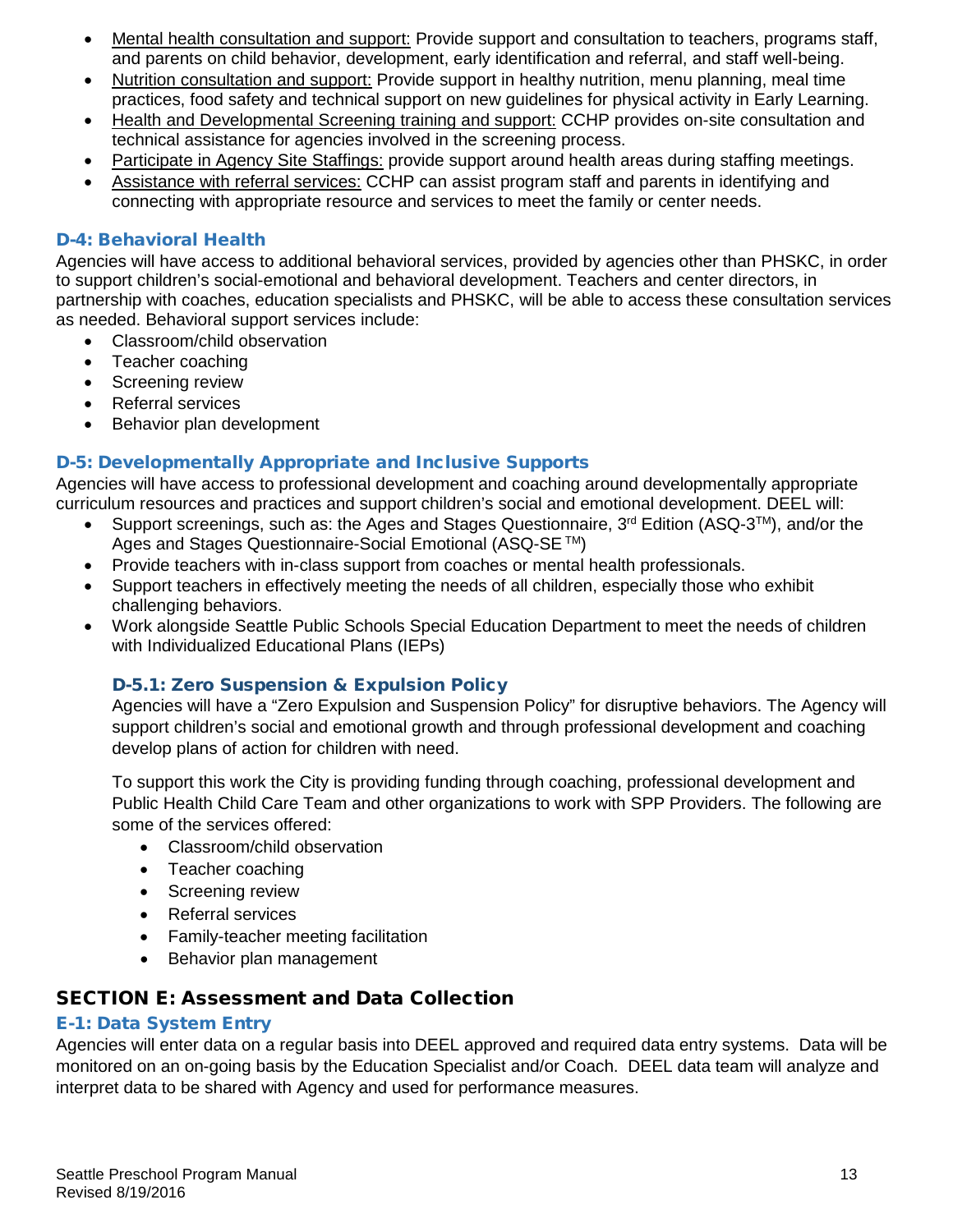- Mental health consultation and support: Provide support and consultation to teachers, programs staff, and parents on child behavior, development, early identification and referral, and staff well-being.
- Nutrition consultation and support: Provide support in healthy nutrition, menu planning, meal time practices, food safety and technical support on new guidelines for physical activity in Early Learning.
- Health and Developmental Screening training and support: CCHP provides on-site consultation and technical assistance for agencies involved in the screening process.
- Participate in Agency Site Staffings: provide support around health areas during staffing meetings.
- Assistance with referral services: CCHP can assist program staff and parents in identifying and connecting with appropriate resource and services to meet the family or center needs.

### D-4: Behavioral Health

Agencies will have access to additional behavioral services, provided by agencies other than PHSKC, in order to support children's social-emotional and behavioral development. Teachers and center directors, in partnership with coaches, education specialists and PHSKC, will be able to access these consultation services as needed. Behavioral support services include:

- Classroom/child observation
- Teacher coaching
- Screening review
- Referral services
- Behavior plan development

### D-5: Developmentally Appropriate and Inclusive Supports

Agencies will have access to professional development and coaching around developmentally appropriate curriculum resources and practices and support children's social and emotional development. DEEL will:

- Support screenings, such as: the Ages and Stages Questionnaire, 3rd Edition (ASQ-3™), and/or the Ages and Stages Questionnaire-Social Emotional (ASQ-SE ™)
- Provide teachers with in-class support from coaches or mental health professionals.
- Support teachers in effectively meeting the needs of all children, especially those who exhibit challenging behaviors.
- Work alongside Seattle Public Schools Special Education Department to meet the needs of children with Individualized Educational Plans (IEPs)

#### D-5.1: Zero Suspension & Expulsion Policy

Agencies will have a "Zero Expulsion and Suspension Policy" for disruptive behaviors. The Agency will support children's social and emotional growth and through professional development and coaching develop plans of action for children with need.

To support this work the City is providing funding through coaching, professional development and Public Health Child Care Team and other organizations to work with SPP Providers. The following are some of the services offered:

- Classroom/child observation
- Teacher coaching
- Screening review
- Referral services
- Family-teacher meeting facilitation
- Behavior plan management

## SECTION E: Assessment and Data Collection

### E-1: Data System Entry

Agencies will enter data on a regular basis into DEEL approved and required data entry systems. Data will be monitored on an on-going basis by the Education Specialist and/or Coach. DEEL data team will analyze and interpret data to be shared with Agency and used for performance measures.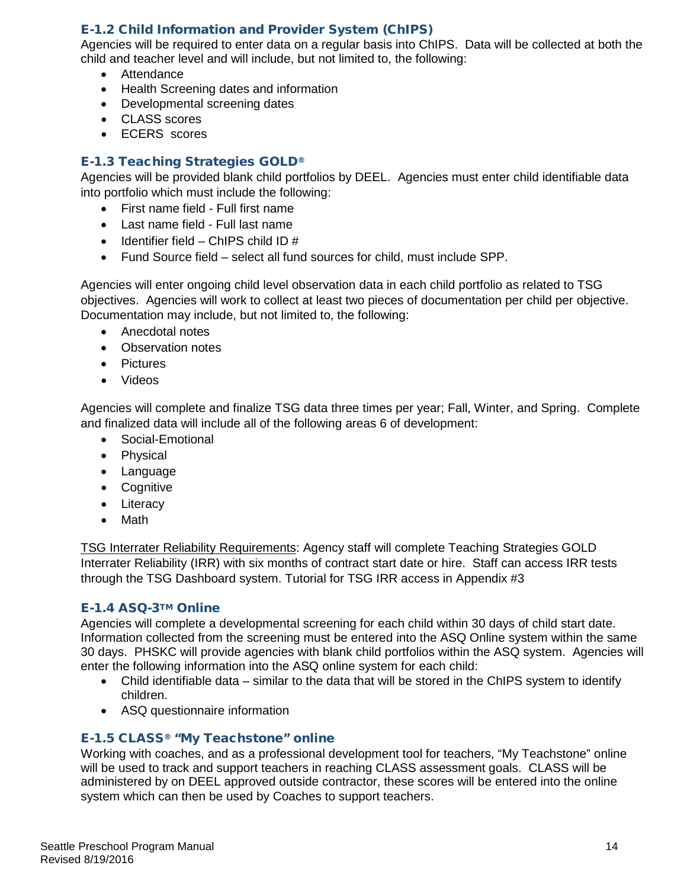### E-1.2 Child Information and Provider System (ChIPS)

Agencies will be required to enter data on a regular basis into ChIPS. Data will be collected at both the child and teacher level and will include, but not limited to, the following:

- Attendance
- Health Screening dates and information
- Developmental screening dates
- CLASS scores
- ECERS scores

### E-1.3 Teaching Strategies GOLD®

Agencies will be provided blank child portfolios by DEEL. Agencies must enter child identifiable data into portfolio which must include the following:

- First name field - Full first name
- Last name field - Full last name
- Identifier field – ChIPS child ID #
- Fund Source field – select all fund sources for child, must include SPP.

Agencies will enter ongoing child level observation data in each child portfolio as related to TSG objectives. Agencies will work to collect at least two pieces of documentation per child per objective. Documentation may include, but not limited to, the following:

- Anecdotal notes
- Observation notes
- Pictures
- Videos

Agencies will complete and finalize TSG data three times per year; Fall, Winter, and Spring. Complete and finalized data will include all of the following areas 6 of development:

- Social-Emotional
- Physical
- Language
- Cognitive
- Literacy
- Math

<u>TSG Interrater Reliability Requirements</u>: Agency staff will complete Teaching Strategies GOLD Interrater Reliability (IRR) with six months of contract start date or hire. Staff can access IRR tests through the TSG Dashboard system. Tutorial for TSG IRR access in Appendix #3

### E-1.4 ASQ-3™ Online

Agencies will complete a developmental screening for each child within 30 days of child start date. Information collected from the screening must be entered into the ASQ Online system within the same 30 days. PHSKC will provide agencies with blank child portfolios within the ASQ system. Agencies will enter the following information into the ASQ online system for each child:

- Child identifiable data – similar to the data that will be stored in the ChIPS system to identify children.
- ASQ questionnaire information

### E-1.5 CLASS® "My Teachstone" online

Working with coaches, and as a professional development tool for teachers, "My Teachstone" online will be used to track and support teachers in reaching CLASS assessment goals. CLASS will be administered by on DEEL approved outside contractor, these scores will be entered into the online system which can then be used by Coaches to support teachers.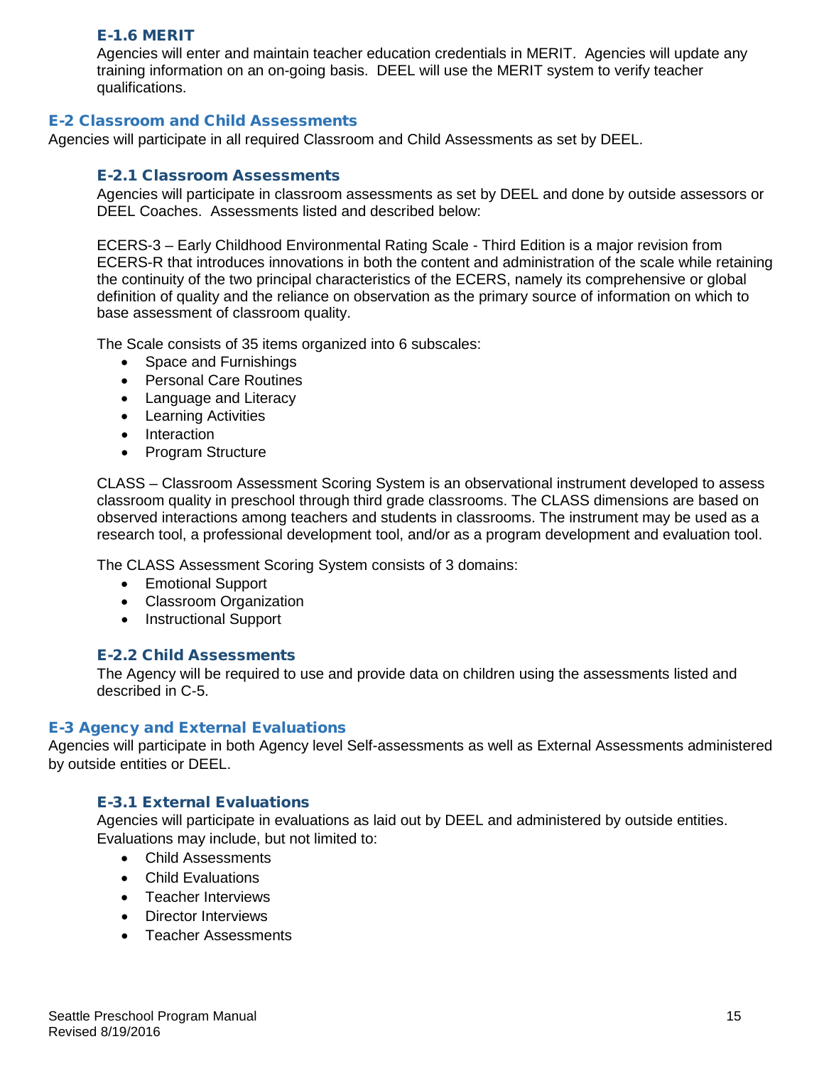### E-1.6 MERIT

Agencies will enter and maintain teacher education credentials in MERIT. Agencies will update any training information on an on-going basis. DEEL will use the MERIT system to verify teacher qualifications.

## E-2 Classroom and Child Assessments

Agencies will participate in all required Classroom and Child Assessments as set by DEEL.

### E-2.1 Classroom Assessments

Agencies will participate in classroom assessments as set by DEEL and done by outside assessors or DEEL Coaches. Assessments listed and described below:

ECERS-3 – Early Childhood Environmental Rating Scale - Third Edition is a major revision from ECERS-R that introduces innovations in both the content and administration of the scale while retaining the continuity of the two principal characteristics of the ECERS, namely its comprehensive or global definition of quality and the reliance on observation as the primary source of information on which to base assessment of classroom quality.

The Scale consists of 35 items organized into 6 subscales:

- Space and Furnishings
- Personal Care Routines
- Language and Literacy
- Learning Activities
- Interaction
- Program Structure

CLASS – Classroom Assessment Scoring System is an observational instrument developed to assess classroom quality in preschool through third grade classrooms. The CLASS dimensions are based on observed interactions among teachers and students in classrooms. The instrument may be used as a research tool, a professional development tool, and/or as a program development and evaluation tool.

The CLASS Assessment Scoring System consists of 3 domains:

- Emotional Support
- Classroom Organization
- Instructional Support

### E-2.2 Child Assessments

The Agency will be required to use and provide data on children using the assessments listed and described in C-5.

## E-3 Agency and External Evaluations

Agencies will participate in both Agency level Self-assessments as well as External Assessments administered by outside entities or DEEL.

### E-3.1 External Evaluations

Agencies will participate in evaluations as laid out by DEEL and administered by outside entities. Evaluations may include, but not limited to:

- Child Assessments
- Child Evaluations
- Teacher Interviews
- Director Interviews
- Teacher Assessments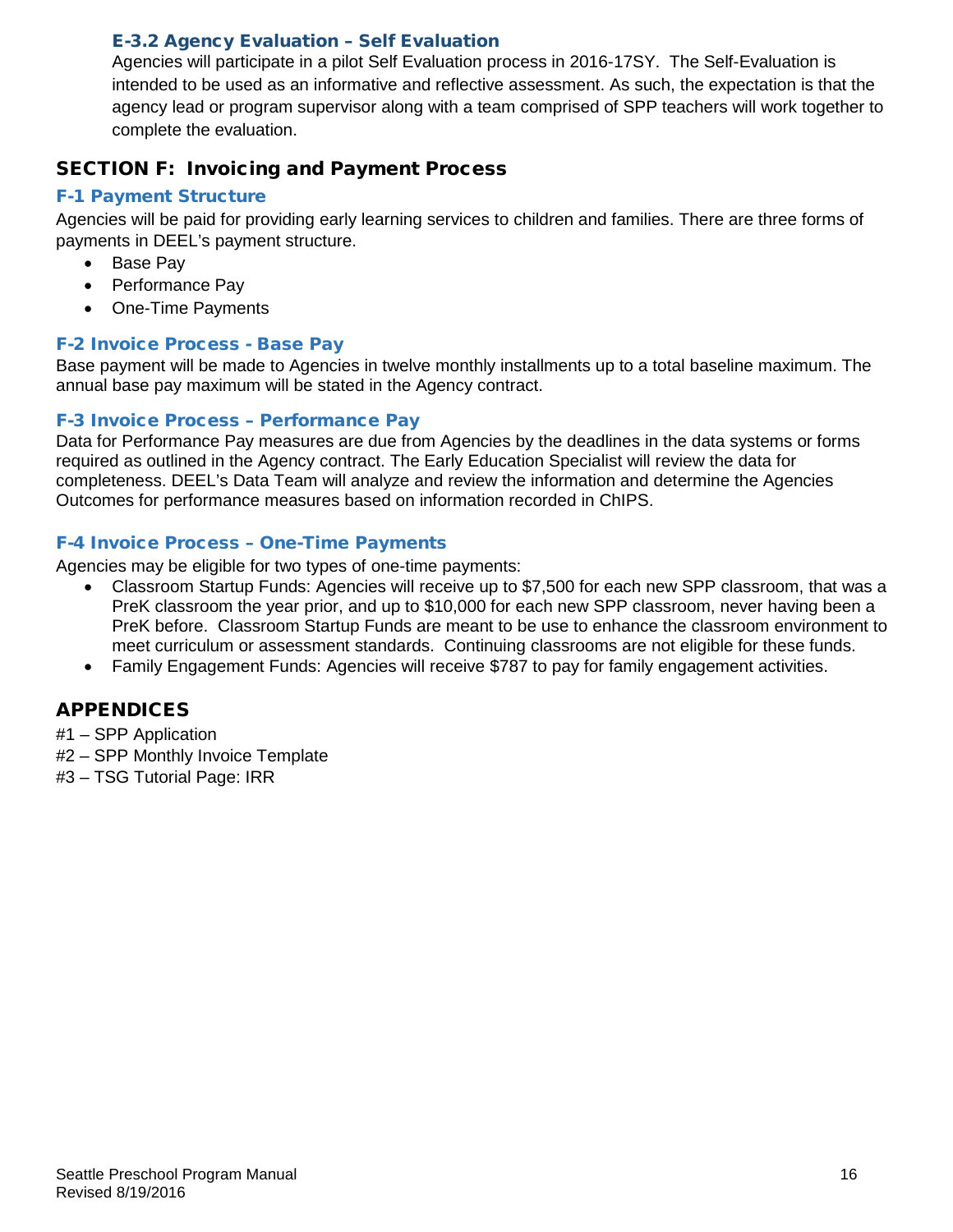### E-3.2 Agency Evaluation – Self Evaluation

Agencies will participate in a pilot Self Evaluation process in 2016-17SY. The Self-Evaluation is intended to be used as an informative and reflective assessment. As such, the expectation is that the agency lead or program supervisor along with a team comprised of SPP teachers will work together to complete the evaluation.

## SECTION F: Invoicing and Payment Process

### F-1 Payment Structure

Agencies will be paid for providing early learning services to children and families. There are three forms of payments in DEEL's payment structure.

- Base Pay
- Performance Pay
- One-Time Payments

### F-2 Invoice Process - Base Pay

Base payment will be made to Agencies in twelve monthly installments up to a total baseline maximum. The annual base pay maximum will be stated in the Agency contract.

### F-3 Invoice Process – Performance Pay

Data for Performance Pay measures are due from Agencies by the deadlines in the data systems or forms required as outlined in the Agency contract. The Early Education Specialist will review the data for completeness. DEEL's Data Team will analyze and review the information and determine the Agencies Outcomes for performance measures based on information recorded in ChIPS.

### F-4 Invoice Process – One-Time Payments

Agencies may be eligible for two types of one-time payments:

- Classroom Startup Funds: Agencies will receive up to $7,500 for each new SPP classroom, that was a PreK classroom the year prior, and up to $10,000 for each new SPP classroom, never having been a PreK before. Classroom Startup Funds are meant to be use to enhance the classroom environment to meet curriculum or assessment standards. Continuing classrooms are not eligible for these funds.
- Family Engagement Funds: Agencies will receive $787 to pay for family engagement activities.

## APPENDICES

#1 – SPP Application
#2 – SPP Monthly Invoice Template
#3 – TSG Tutorial Page: IRR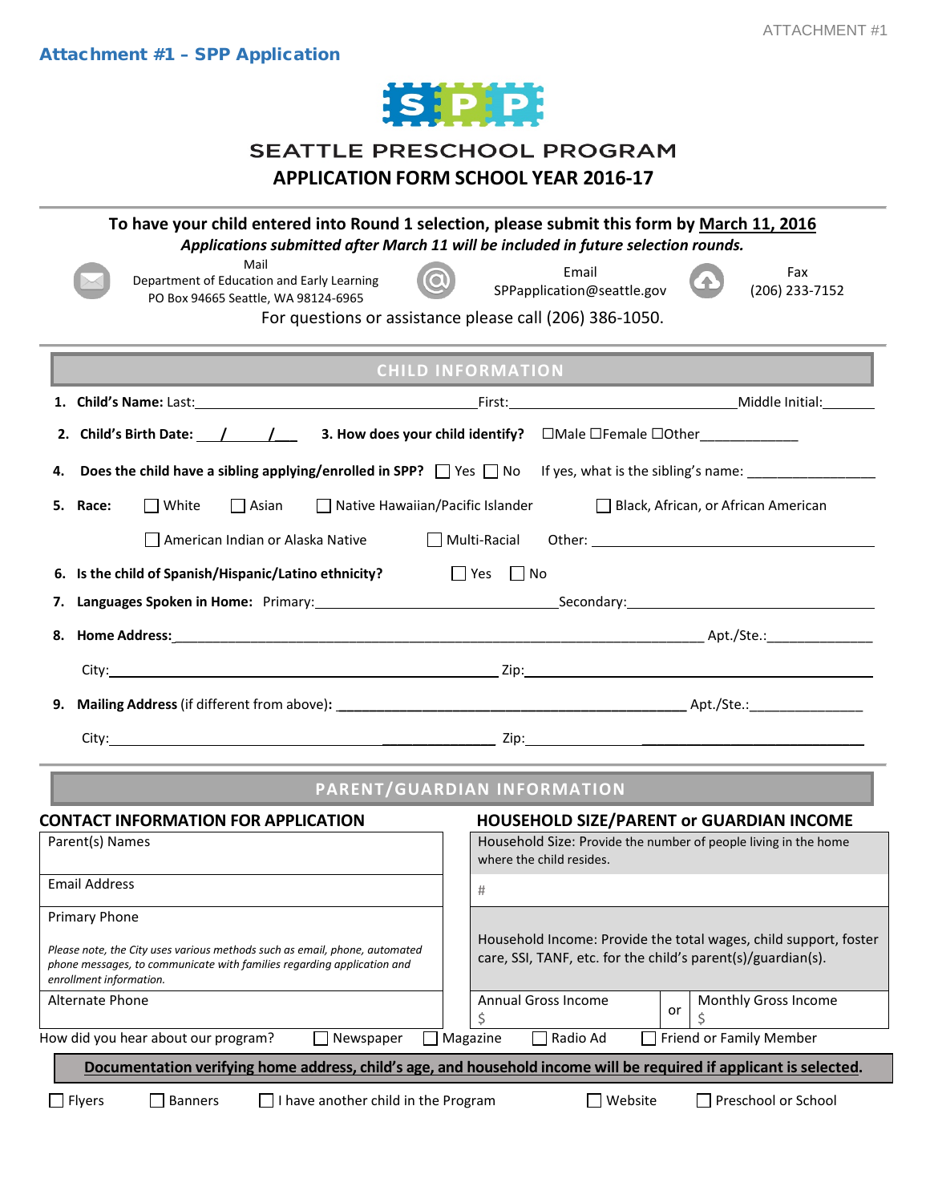## Attachment #1 – SPP Application

# SEATTLE PRESCHOOL PROGRAM

## APPLICATION FORM SCHOOL YEAR 2016-17

**To have your child entered into Round 1 selection, please submit this form by March 11, 2016**

***Applications submitted after March 11 will be included in future selection rounds.***

| Mail | Email | Fax |
|---|---|---|
| Department of Education and Early Learning PO Box 94665 Seattle, WA 98124-6965 | SPPapplication@seattle.gov | (206) 233-7152 |

For questions or assistance please call (206) 386-1050.

### CHILD INFORMATION

1. **Child's Name:** Last:_______________ First:_______________ Middle Initial:_______
2. **Child's Birth Date:** ___/___/___
3. **How does your child identify?** ☐Male ☐Female ☐Other____________
4. **Does the child have a sibling applying/enrolled in SPP?** ☐ Yes ☐ No If yes, what is the sibling's name: ________________
5. **Race:** ☐ White ☐ Asian ☐ Native Hawaiian/Pacific Islander ☐ Black, African, or African American ☐ American Indian or Alaska Native ☐ Multi-Racial Other: ________________
6. **Is the child of Spanish/Hispanic/Latino ethnicity?** ☐ Yes ☐ No
7. **Languages Spoken in Home:** Primary:_______________ Secondary:_______________
8. **Home Address:**_______________ Apt./Ste.:_____________

   City:_______________ Zip:_______________
9. **Mailing Address** (if different from above)**:** _______________ Apt./Ste.:_____________

   City:_______________ Zip:_______________

### PARENT/GUARDIAN INFORMATION

| CONTACT INFORMATION FOR APPLICATION | HOUSEHOLD SIZE/PARENT or GUARDIAN INCOME | |
|---|---|---|
| Parent(s) Names | Household Size: Provide the number of people living in the home where the child resides. | |
| Email Address | # | |
| Primary Phone<br>*Please note, the City uses various methods such as email, phone, automated phone messages, to communicate with families regarding application and enrollment information.* | Household Income: Provide the total wages, child support, foster care, SSI, TANF, etc. for the child's parent(s)/guardian(s). | |
| Alternate Phone | Annual Gross Income<br>$ | or Monthly Gross Income<br>$ |

How did you hear about our program? ☐ Newspaper ☐ Magazine ☐ Radio Ad ☐ Friend or Family Member ☐ Flyers ☐ Banners ☐ I have another child in the Program ☐ Website ☐ Preschool or School

**Documentation verifying home address, child's age, and household income will be required if applicant is selected.**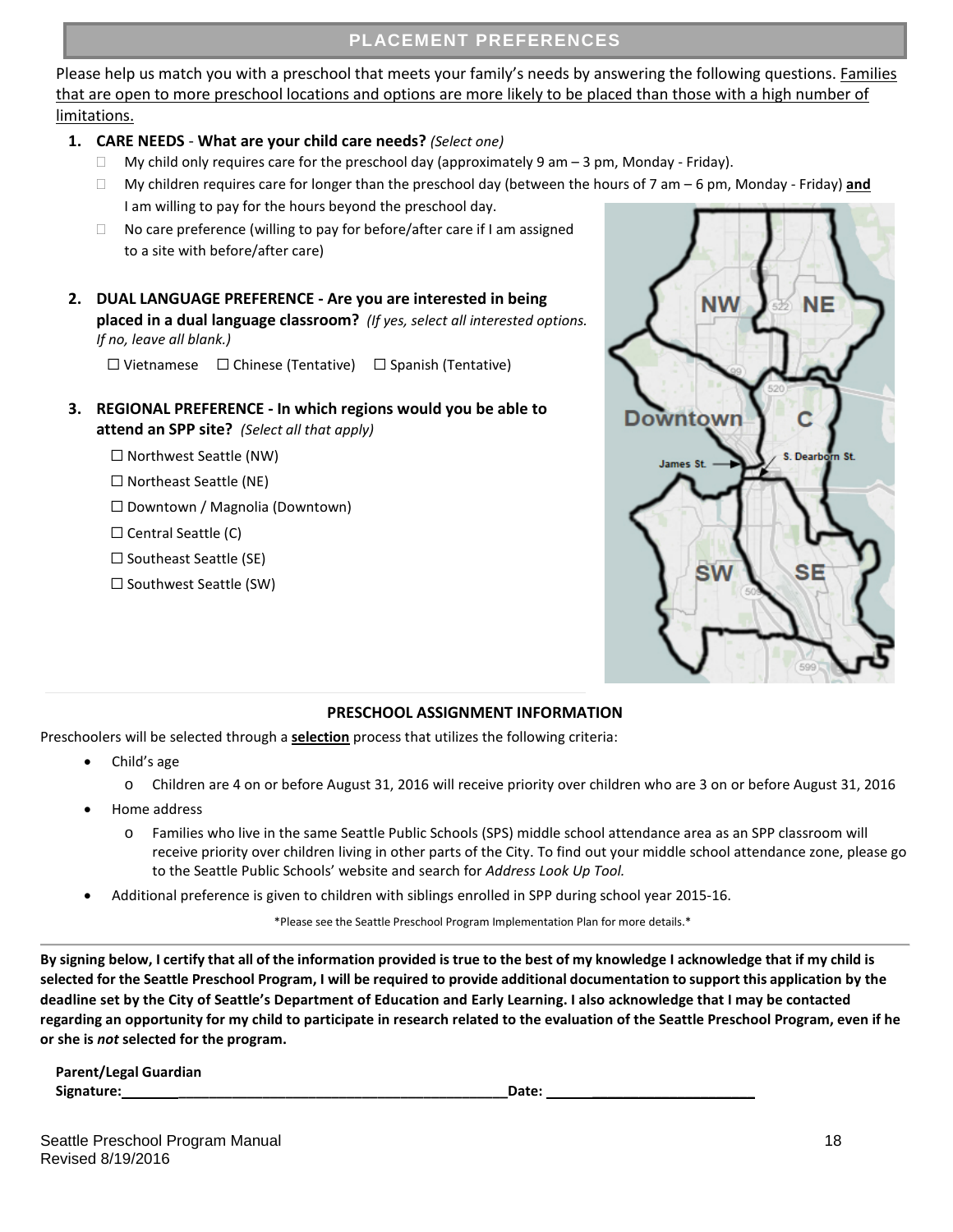## PLACEMENT PREFERENCES

Please help us match you with a preschool that meets your family's needs by answering the following questions. <u>Families that are open to more preschool locations and options are more likely to be placed than those with a high number of limitations.</u>

1. **CARE NEEDS** - **What are your child care needs?** *(Select one)*
   - ☐ My child only requires care for the preschool day (approximately 9 am – 3 pm, Monday - Friday).
   - ☐ My children requires care for longer than the preschool day (between the hours of 7 am – 6 pm, Monday - Friday) **and** I am willing to pay for the hours beyond the preschool day.
   - ☐ No care preference (willing to pay for before/after care if I am assigned to a site with before/after care)

2. **DUAL LANGUAGE PREFERENCE - Are you are interested in being placed in a dual language classroom?** *(If yes, select all interested options. If no, leave all blank.)*

   ☐ Vietnamese ☐ Chinese (Tentative) ☐ Spanish (Tentative)

3. **REGIONAL PREFERENCE - In which regions would you be able to attend an SPP site?** *(Select all that apply)*

   ☐ Northwest Seattle (NW)

   ☐ Northeast Seattle (NE)

   ☐ Downtown / Magnolia (Downtown)

   ☐ Central Seattle (C)

   ☐ Southeast Seattle (SE)

   ☐ Southwest Seattle (SW)

NW NE Downtown C James St. S. Dearborn St. SW SE

### PRESCHOOL ASSIGNMENT INFORMATION

Preschoolers will be selected through a **selection** process that utilizes the following criteria:

- Child's age
  - Children are 4 on or before August 31, 2016 will receive priority over children who are 3 on or before August 31, 2016
- Home address
  - Families who live in the same Seattle Public Schools (SPS) middle school attendance area as an SPP classroom will receive priority over children living in other parts of the City. To find out your middle school attendance zone, please go to the Seattle Public Schools' website and search for *Address Look Up Tool.*
- Additional preference is given to children with siblings enrolled in SPP during school year 2015-16.

\*Please see the Seattle Preschool Program Implementation Plan for more details.\*

**By signing below, I certify that all of the information provided is true to the best of my knowledge I acknowledge that if my child is selected for the Seattle Preschool Program, I will be required to provide additional documentation to support this application by the deadline set by the City of Seattle's Department of Education and Early Learning. I also acknowledge that I may be contacted regarding an opportunity for my child to participate in research related to the evaluation of the Seattle Preschool Program, even if he or she is *not* selected for the program.**

**Parent/Legal Guardian Signature:**\_\_\_\_\_\_\_\_\_\_\_\_\_\_\_\_\_\_\_\_\_\_\_\_\_\_\_\_\_\_\_\_\_\_\_\_\_\_\_\_\_\_\_\_\_\_\_\_**Date:** \_\_\_\_\_\_\_\_\_\_\_\_\_\_\_\_\_\_\_\_\_\_\_\_\_\_\_\_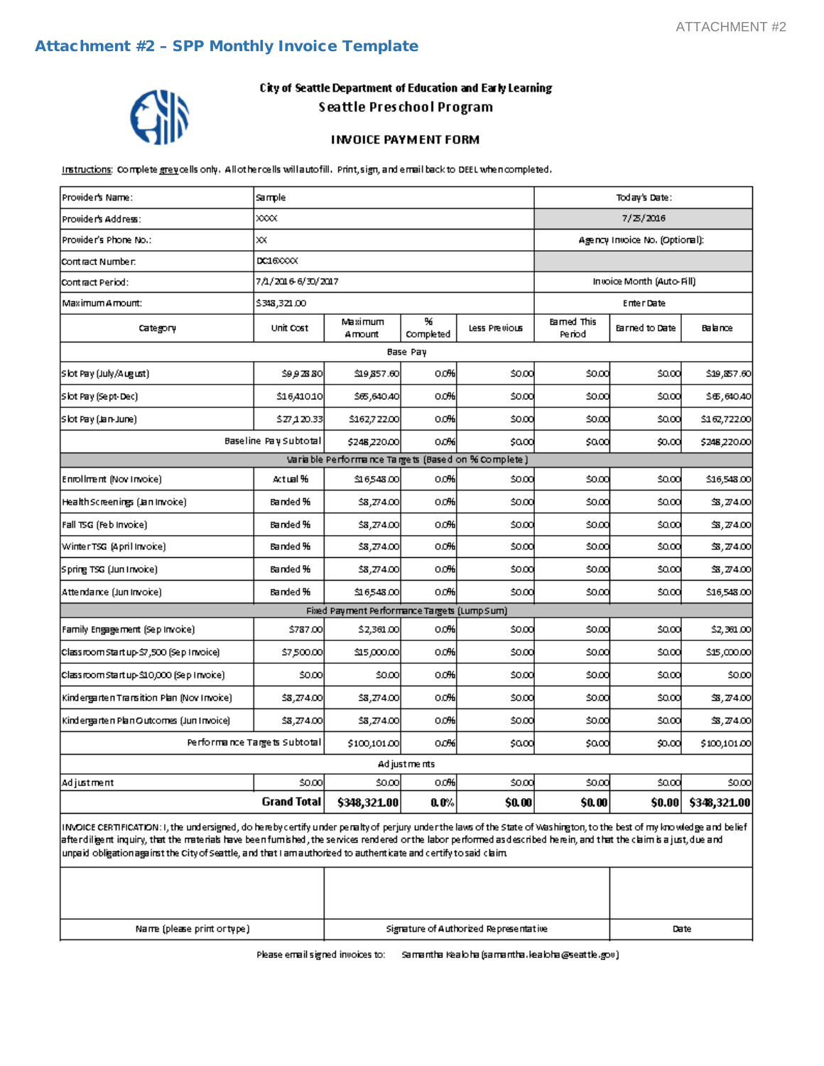## Attachment #2 – SPP Monthly Invoice Template

**City of Seattle Department of Education and Early Learning**

**Seattle Preschool Program**

**INVOICE PAYMENT FORM**

Instructions: Complete grey cells only. All other cells will autofill. Print, sign, and email back to DEEL when completed.

| Provider's Name: | Sample | | | Today's Date: | | |
|---|---|---|---|---|---|---|
| Provider's Address: | XXXX | | | 7/25/2016 | | |
| Provider's Phone No.: | XX | | | Agency Invoice No. (Optional): | | |
| Contract Number: | DC16XXXX | | | | | |
| Contract Period: | 7/1/2016-6/30/2017 | | | Invoice Month (Auto-Fill) | | |
| Maximum Amount: | $348,321.00 | | | Enter Date | | |

| Category | Unit Cost | Maximum Amount | % Completed | Less Previous | Earned This Period | Earned to Date | Balance |
|---|---|---|---|---|---|---|---|
| **Base Pay** | | | | | | | |
| Slot Pay (July/August) | $9,928.80 | $19,857.60 | 0.0% | $0.00 | $0.00 | $0.00 | $19,857.60 |
| Slot Pay (Sept-Dec) | $16,410.10 | $65,640.40 | 0.0% | $0.00 | $0.00 | $0.00 | $65,640.40 |
| Slot Pay (Jan-June) | $27,120.33 | $162,722.00 | 0.0% | $0.00 | $0.00 | $0.00 | $162,722.00 |
| Baseline Pay Subtotal | | $248,220.00 | 0.0% | $0.00 | $0.00 | $0.00 | $248,220.00 |
| **Variable Performance Targets (Based on % Complete)** | | | | | | | |
| Enrollment (Nov Invoice) | Actual % | $16,548.00 | 0.0% | $0.00 | $0.00 | $0.00 | $16,548.00 |
| Health Screenings (Jan Invoice) | Banded % | $8,274.00 | 0.0% | $0.00 | $0.00 | $0.00 | $8,274.00 |
| Fall TSG (Feb Invoice) | Banded % | $8,274.00 | 0.0% | $0.00 | $0.00 | $0.00 | $8,274.00 |
| Winter TSG (April Invoice) | Banded % | $8,274.00 | 0.0% | $0.00 | $0.00 | $0.00 | $8,274.00 |
| Spring TSG (Jun Invoice) | Banded % | $8,274.00 | 0.0% | $0.00 | $0.00 | $0.00 | $8,274.00 |
| Attendance (Jun Invoice) | Banded % | $16,548.00 | 0.0% | $0.00 | $0.00 | $0.00 | $16,548.00 |
| **Fixed Payment Performance Targets (Lump Sum)** | | | | | | | |
| Family Engagement (Sep Invoice) | $787.00 | $2,361.00 | 0.0% | $0.00 | $0.00 | $0.00 | $2,361.00 |
| Classroom Startup-$7,500 (Sep Invoice) | $7,500.00 | $15,000.00 | 0.0% | $0.00 | $0.00 | $0.00 | $15,000.00 |
| Classroom Startup-$10,000 (Sep Invoice) | $0.00 | $0.00 | 0.0% | $0.00 | $0.00 | $0.00 | $0.00 |
| Kindergarten Transition Plan (Nov Invoice) | $8,274.00 | $8,274.00 | 0.0% | $0.00 | $0.00 | $0.00 | $8,274.00 |
| Kindergarten Plan Outcomes (Jun Invoice) | $8,274.00 | $8,274.00 | 0.0% | $0.00 | $0.00 | $0.00 | $8,274.00 |
| Performance Targets Subtotal | | $100,101.00 | 0.0% | $0.00 | $0.00 | $0.00 | $100,101.00 |
| **Adjustments** | | | | | | | |
| Adjustment | $0.00 | $0.00 | 0.0% | $0.00 | $0.00 | $0.00 | $0.00 |
| **Grand Total** | | **$348,321.00** | **0.0%** | **$0.00** | **$0.00** | **$0.00** | **$348,321.00** |

INVOICE CERTIFICATION: I, the undersigned, do hereby certify under penalty of perjury under the laws of the State of Washington, to the best of my knowledge and belief after diligent inquiry, that the materials have been furnished, the services rendered or the labor performed as described herein, and that the claim is a just, due and unpaid obligation against the City of Seattle, and that I am authorized to authenticate and certify to said claim.

| | | |
|---|---|---|
| Name (please print or type) | Signature of Authorized Representative | Date |

Please email signed invoices to: Samantha Kealoha (samantha.kealoha@seattle.gov)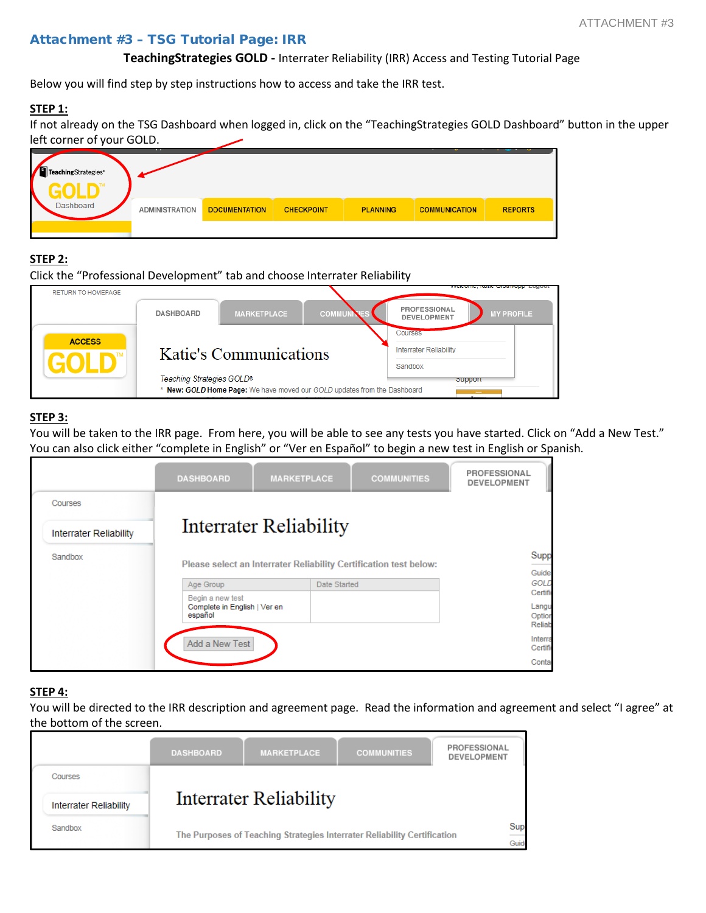## Attachment #3 – TSG Tutorial Page: IRR

**TeachingStrategies GOLD -** Interrater Reliability (IRR) Access and Testing Tutorial Page

Below you will find step by step instructions how to access and take the IRR test.

**STEP 1:**

If not already on the TSG Dashboard when logged in, click on the "TeachingStrategies GOLD Dashboard" button in the upper left corner of your GOLD.

**STEP 2:**

Click the "Professional Development" tab and choose Interrater Reliability

**STEP 3:**

You will be taken to the IRR page. From here, you will be able to see any tests you have started. Click on "Add a New Test." You can also click either "complete in English" or "Ver en Español" to begin a new test in English or Spanish.

**STEP 4:**

You will be directed to the IRR description and agreement page. Read the information and agreement and select "I agree" at the bottom of the screen.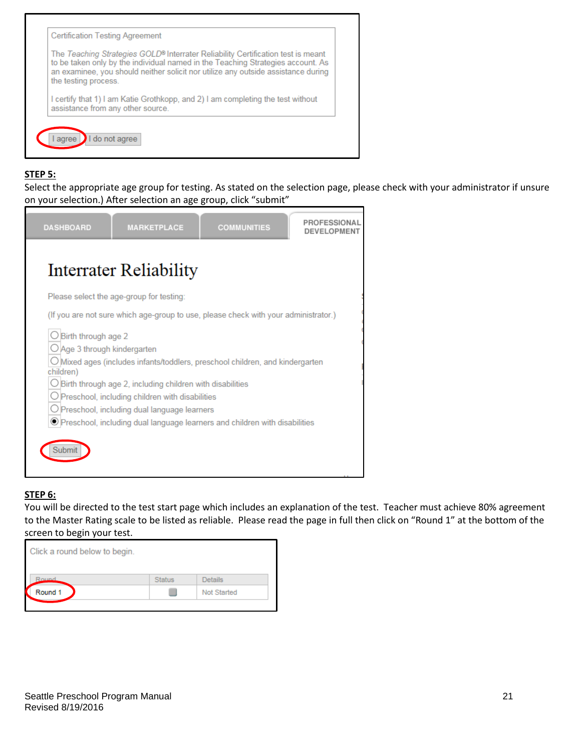Certification Testing Agreement

The *Teaching Strategies GOLD®* Interrater Reliability Certification test is meant to be taken only by the individual named in the Teaching Strategies account. As an examinee, you should neither solicit nor utilize any outside assistance during the testing process.

I certify that 1) I am Katie Grothkopp, and 2) I am completing the test without assistance from any other source.

I agree | I do not agree

**STEP 5:**

Select the appropriate age group for testing. As stated on the selection page, please check with your administrator if unsure on your selection.) After selection an age group, click "submit"

DASHBOARD | MARKETPLACE | COMMUNITIES | PROFESSIONAL DEVELOPMENT

# Interrater Reliability

Please select the age-group for testing:

(If you are not sure which age-group to use, please check with your administrator.)

- ○ Birth through age 2
- ○ Age 3 through kindergarten
- ○ Mixed ages (includes infants/toddlers, preschool children, and kindergarten children)
- ○ Birth through age 2, including children with disabilities
- ○ Preschool, including children with disabilities
- ○ Preschool, including dual language learners
- ◉ Preschool, including dual language learners and children with disabilities

Submit

**STEP 6:**

You will be directed to the test start page which includes an explanation of the test. Teacher must achieve 80% agreement to the Master Rating scale to be listed as reliable. Please read the page in full then click on "Round 1" at the bottom of the screen to begin your test.

Click a round below to begin.

| Round | Status | Details |
|---|---|---|
| Round 1 | | Not Started |